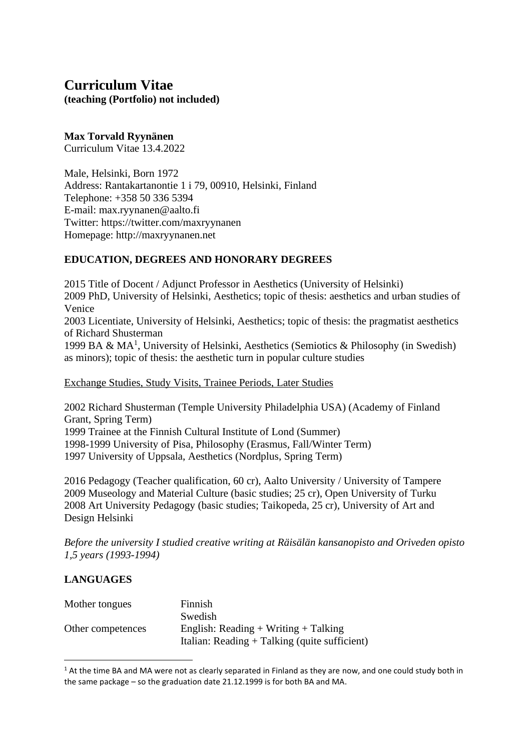# Curriculum Vitae

**(teaching (Portfolio) not included)**

**Max Torvald Ryynänen**
Curriculum Vitae 13.4.2022

Male, Helsinki, Born 1972
Address: Rantakartanontie 1 i 79, 00910, Helsinki, Finland
Telephone: +358 50 336 5394
E-mail: max.ryynanen@aalto.fi
Twitter: https://twitter.com/maxryynanen
Homepage: http://maxryynanen.net

## EDUCATION, DEGREES AND HONORARY DEGREES

2015 Title of Docent / Adjunct Professor in Aesthetics (University of Helsinki)
2009 PhD, University of Helsinki, Aesthetics; topic of thesis: aesthetics and urban studies of Venice
2003 Licentiate, University of Helsinki, Aesthetics; topic of thesis: the pragmatist aesthetics of Richard Shusterman
1999 BA & MA[1], University of Helsinki, Aesthetics (Semiotics & Philosophy (in Swedish) as minors); topic of thesis: the aesthetic turn in popular culture studies

Exchange Studies, Study Visits, Trainee Periods, Later Studies

2002 Richard Shusterman (Temple University Philadelphia USA) (Academy of Finland Grant, Spring Term)
1999 Trainee at the Finnish Cultural Institute of Lond (Summer)
1998-1999 University of Pisa, Philosophy (Erasmus, Fall/Winter Term)
1997 University of Uppsala, Aesthetics (Nordplus, Spring Term)

2016 Pedagogy (Teacher qualification, 60 cr), Aalto University / University of Tampere
2009 Museology and Material Culture (basic studies; 25 cr), Open University of Turku
2008 Art University Pedagogy (basic studies; Taikopeda, 25 cr), University of Art and Design Helsinki

*Before the university I studied creative writing at Räisälän kansanopisto and Oriveden opisto 1,5 years (1993-1994)*

## LANGUAGES

| | |
|---|---|
| Mother tongues | Finnish |
| | Swedish |
| Other competences | English: Reading + Writing + Talking |
| | Italian: Reading + Talking (quite sufficient) |

[1] At the time BA and MA were not as clearly separated in Finland as they are now, and one could study both in the same package – so the graduation date 21.12.1999 is for both BA and MA.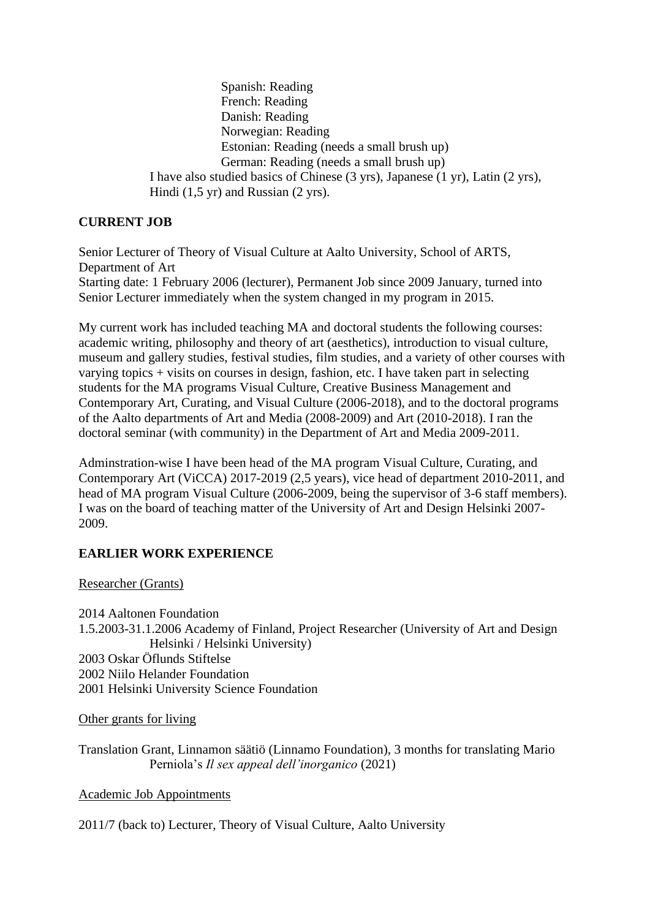Spanish: Reading
French: Reading
Danish: Reading
Norwegian: Reading
Estonian: Reading (needs a small brush up)
German: Reading (needs a small brush up)

I have also studied basics of Chinese (3 yrs), Japanese (1 yr), Latin (2 yrs), Hindi (1,5 yr) and Russian (2 yrs).

**CURRENT JOB**

Senior Lecturer of Theory of Visual Culture at Aalto University, School of ARTS, Department of Art
Starting date: 1 February 2006 (lecturer), Permanent Job since 2009 January, turned into Senior Lecturer immediately when the system changed in my program in 2015.

My current work has included teaching MA and doctoral students the following courses: academic writing, philosophy and theory of art (aesthetics), introduction to visual culture, museum and gallery studies, festival studies, film studies, and a variety of other courses with varying topics + visits on courses in design, fashion, etc. I have taken part in selecting students for the MA programs Visual Culture, Creative Business Management and Contemporary Art, Curating, and Visual Culture (2006-2018), and to the doctoral programs of the Aalto departments of Art and Media (2008-2009) and Art (2010-2018). I ran the doctoral seminar (with community) in the Department of Art and Media 2009-2011.

Adminstration-wise I have been head of the MA program Visual Culture, Curating, and Contemporary Art (ViCCA) 2017-2019 (2,5 years), vice head of department 2010-2011, and head of MA program Visual Culture (2006-2009, being the supervisor of 3-6 staff members). I was on the board of teaching matter of the University of Art and Design Helsinki 2007-2009.

**EARLIER WORK EXPERIENCE**

Researcher (Grants)

2014 Aaltonen Foundation
1.5.2003-31.1.2006 Academy of Finland, Project Researcher (University of Art and Design Helsinki / Helsinki University)
2003 Oskar Öflunds Stiftelse
2002 Niilo Helander Foundation
2001 Helsinki University Science Foundation

Other grants for living

Translation Grant, Linnamon säätiö (Linnamo Foundation), 3 months for translating Mario Perniola's *Il sex appeal dell'inorganico* (2021)

Academic Job Appointments

2011/7 (back to) Lecturer, Theory of Visual Culture, Aalto University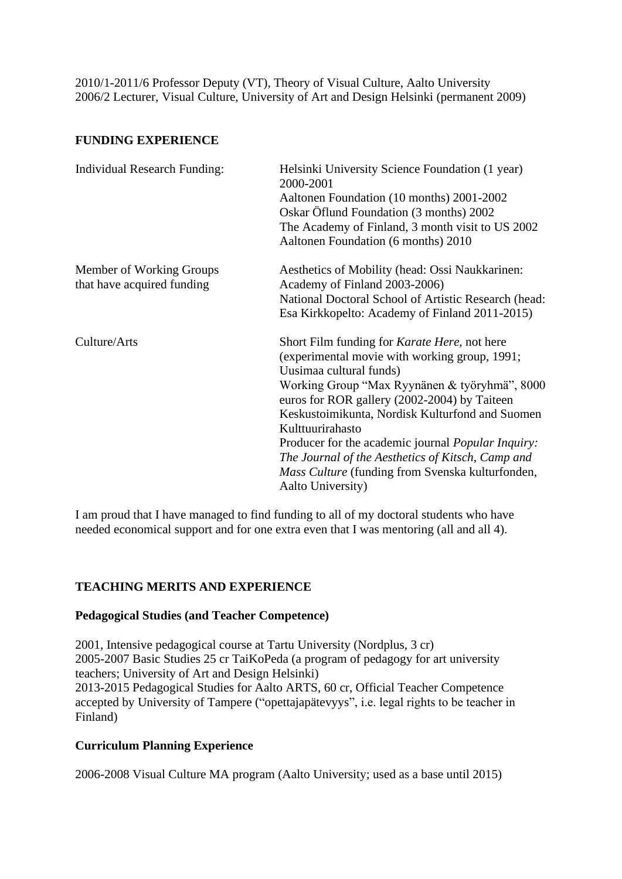2010/1-2011/6 Professor Deputy (VT), Theory of Visual Culture, Aalto University
2006/2 Lecturer, Visual Culture, University of Art and Design Helsinki (permanent 2009)

## FUNDING EXPERIENCE

| | |
|---|---|
| Individual Research Funding: | Helsinki University Science Foundation (1 year) 2000-2001<br>Aaltonen Foundation (10 months) 2001-2002<br>Oskar Öflund Foundation (3 months) 2002<br>The Academy of Finland, 3 month visit to US 2002<br>Aaltonen Foundation (6 months) 2010 |
| Member of Working Groups that have acquired funding | Aesthetics of Mobility (head: Ossi Naukkarinen: Academy of Finland 2003-2006)<br>National Doctoral School of Artistic Research (head: Esa Kirkkopelto: Academy of Finland 2011-2015) |
| Culture/Arts | Short Film funding for *Karate Here*, not here (experimental movie with working group, 1991; Uusimaa cultural funds)<br>Working Group "Max Ryynänen & työryhmä", 8000 euros for ROR gallery (2002-2004) by Taiteen Keskustoimikunta, Nordisk Kulturfond and Suomen Kulttuurirahasto<br>Producer for the academic journal *Popular Inquiry: The Journal of the Aesthetics of Kitsch, Camp and Mass Culture* (funding from Svenska kulturfonden, Aalto University) |

I am proud that I have managed to find funding to all of my doctoral students who have needed economical support and for one extra even that I was mentoring (all and all 4).

## TEACHING MERITS AND EXPERIENCE

### Pedagogical Studies (and Teacher Competence)

2001, Intensive pedagogical course at Tartu University (Nordplus, 3 cr)
2005-2007 Basic Studies 25 cr TaiKoPeda (a program of pedagogy for art university teachers; University of Art and Design Helsinki)
2013-2015 Pedagogical Studies for Aalto ARTS, 60 cr, Official Teacher Competence accepted by University of Tampere ("opettajapätevyys", i.e. legal rights to be teacher in Finland)

### Curriculum Planning Experience

2006-2008 Visual Culture MA program (Aalto University; used as a base until 2015)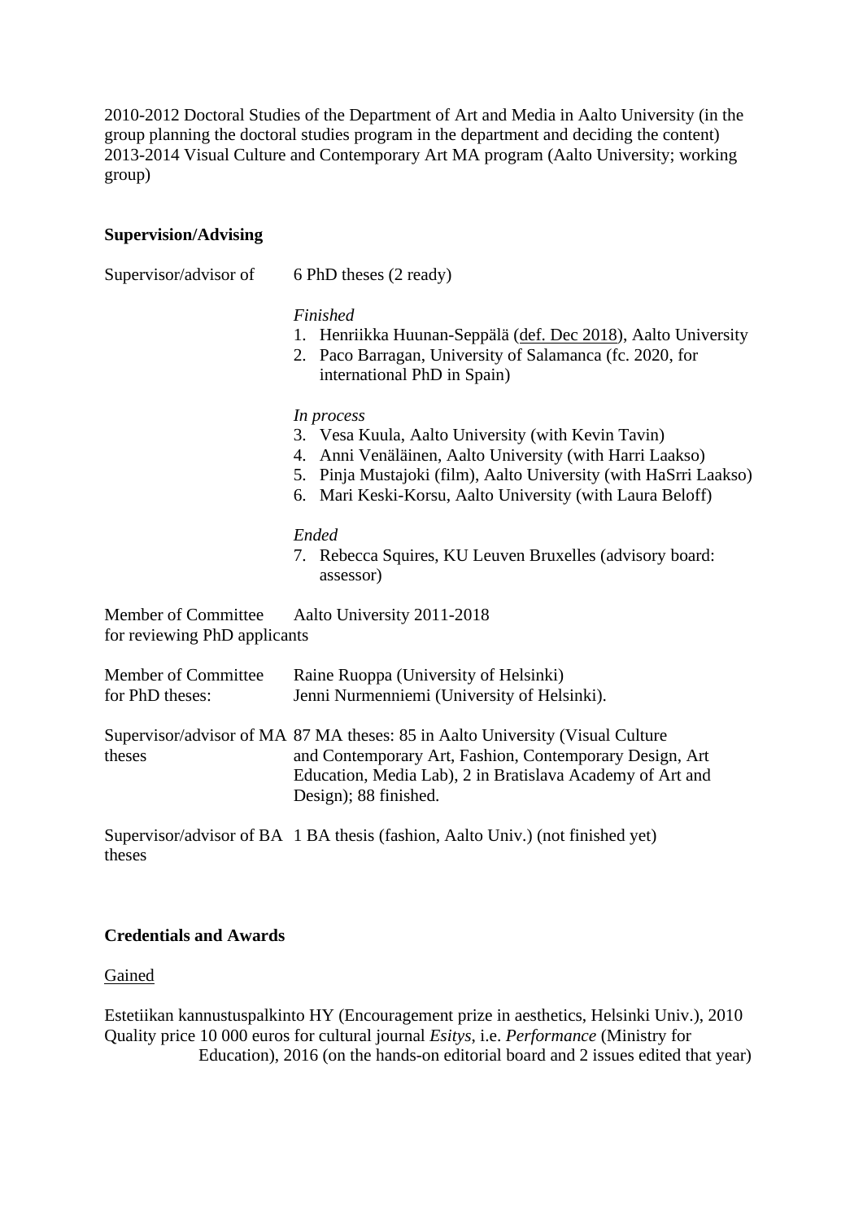2010-2012 Doctoral Studies of the Department of Art and Media in Aalto University (in the group planning the doctoral studies program in the department and deciding the content)
2013-2014 Visual Culture and Contemporary Art MA program (Aalto University; working group)

**Supervision/Advising**

| | |
|---|---|
| Supervisor/advisor of | 6 PhD theses (2 ready)<br><br>*Finished*<br>1. Henriikka Huunan-Seppälä (def. Dec 2018), Aalto University<br>2. Paco Barragan, University of Salamanca (fc. 2020, for international PhD in Spain)<br><br>*In process*<br>3. Vesa Kuula, Aalto University (with Kevin Tavin)<br>4. Anni Venäläinen, Aalto University (with Harri Laakso)<br>5. Pinja Mustajoki (film), Aalto University (with HaSrri Laakso)<br>6. Mari Keski-Korsu, Aalto University (with Laura Beloff)<br><br>*Ended*<br>7. Rebecca Squires, KU Leuven Bruxelles (advisory board: assessor) |
| Member of Committee for reviewing PhD applicants | Aalto University 2011-2018 |
| Member of Committee for PhD theses: | Raine Ruoppa (University of Helsinki)<br>Jenni Nurmenniemi (University of Helsinki). |
| Supervisor/advisor of MA theses | 87 MA theses: 85 in Aalto University (Visual Culture and Contemporary Art, Fashion, Contemporary Design, Art Education, Media Lab), 2 in Bratislava Academy of Art and Design); 88 finished. |
| Supervisor/advisor of BA theses | 1 BA thesis (fashion, Aalto Univ.) (not finished yet) |

**Credentials and Awards**

Gained

Estetiikan kannustuspalkinto HY (Encouragement prize in aesthetics, Helsinki Univ.), 2010
Quality price 10 000 euros for cultural journal *Esitys*, i.e. *Performance* (Ministry for Education), 2016 (on the hands-on editorial board and 2 issues edited that year)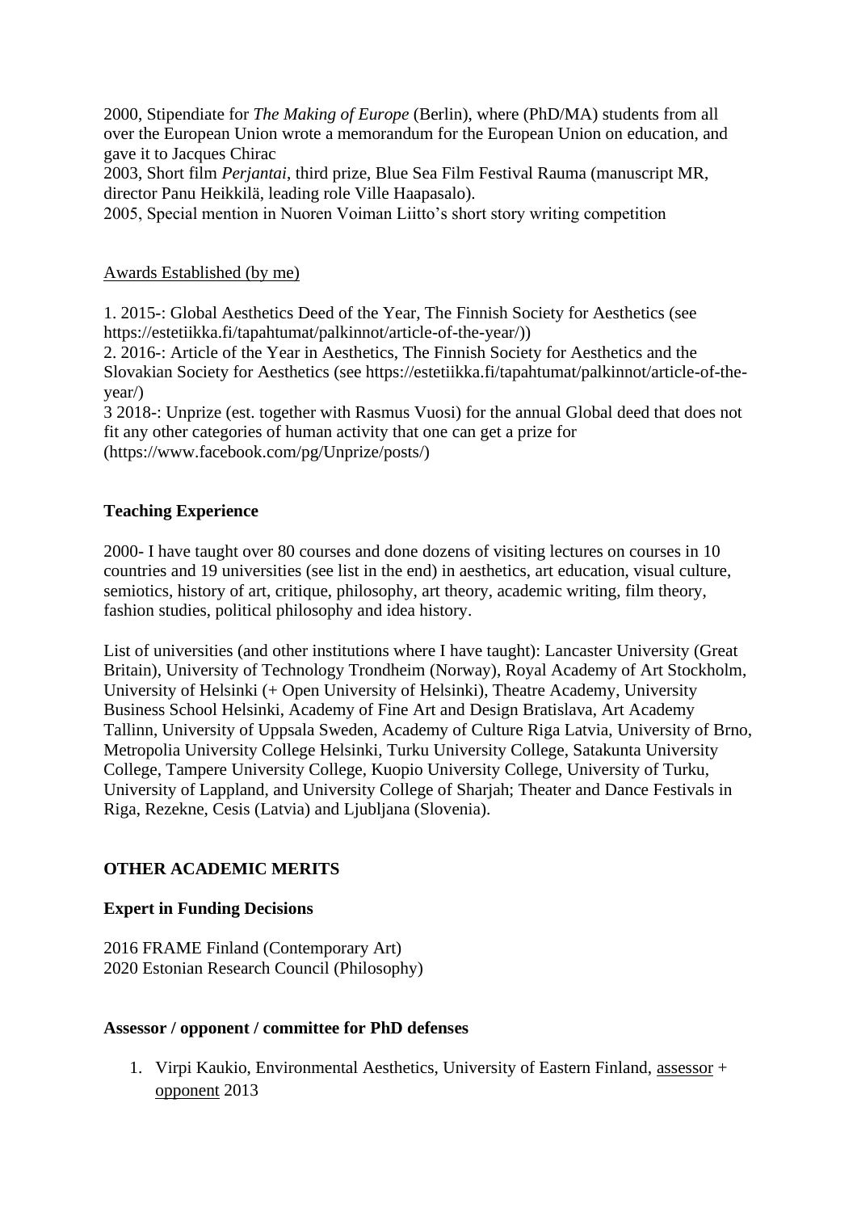2000, Stipendiate for *The Making of Europe* (Berlin), where (PhD/MA) students from all over the European Union wrote a memorandum for the European Union on education, and gave it to Jacques Chirac
2003, Short film *Perjantai*, third prize, Blue Sea Film Festival Rauma (manuscript MR, director Panu Heikkilä, leading role Ville Haapasalo).
2005, Special mention in Nuoren Voiman Liitto's short story writing competition

<u>Awards Established (by me)</u>

1. 2015-: Global Aesthetics Deed of the Year, The Finnish Society for Aesthetics (see https://estetiikka.fi/tapahtumat/palkinnot/article-of-the-year/))
2. 2016-: Article of the Year in Aesthetics, The Finnish Society for Aesthetics and the Slovakian Society for Aesthetics (see https://estetiikka.fi/tapahtumat/palkinnot/article-of-the-year/)
3 2018-: Unprize (est. together with Rasmus Vuosi) for the annual Global deed that does not fit any other categories of human activity that one can get a prize for (https://www.facebook.com/pg/Unprize/posts/)

**Teaching Experience**

2000- I have taught over 80 courses and done dozens of visiting lectures on courses in 10 countries and 19 universities (see list in the end) in aesthetics, art education, visual culture, semiotics, history of art, critique, philosophy, art theory, academic writing, film theory, fashion studies, political philosophy and idea history.

List of universities (and other institutions where I have taught): Lancaster University (Great Britain), University of Technology Trondheim (Norway), Royal Academy of Art Stockholm, University of Helsinki (+ Open University of Helsinki), Theatre Academy, University Business School Helsinki, Academy of Fine Art and Design Bratislava, Art Academy Tallinn, University of Uppsala Sweden, Academy of Culture Riga Latvia, University of Brno, Metropolia University College Helsinki, Turku University College, Satakunta University College, Tampere University College, Kuopio University College, University of Turku, University of Lappland, and University College of Sharjah; Theater and Dance Festivals in Riga, Rezekne, Cesis (Latvia) and Ljubljana (Slovenia).

## OTHER ACADEMIC MERITS

**Expert in Funding Decisions**

2016 FRAME Finland (Contemporary Art)
2020 Estonian Research Council (Philosophy)

**Assessor / opponent / committee for PhD defenses**

1. Virpi Kaukio, Environmental Aesthetics, University of Eastern Finland, <u>assessor</u> + <u>opponent</u> 2013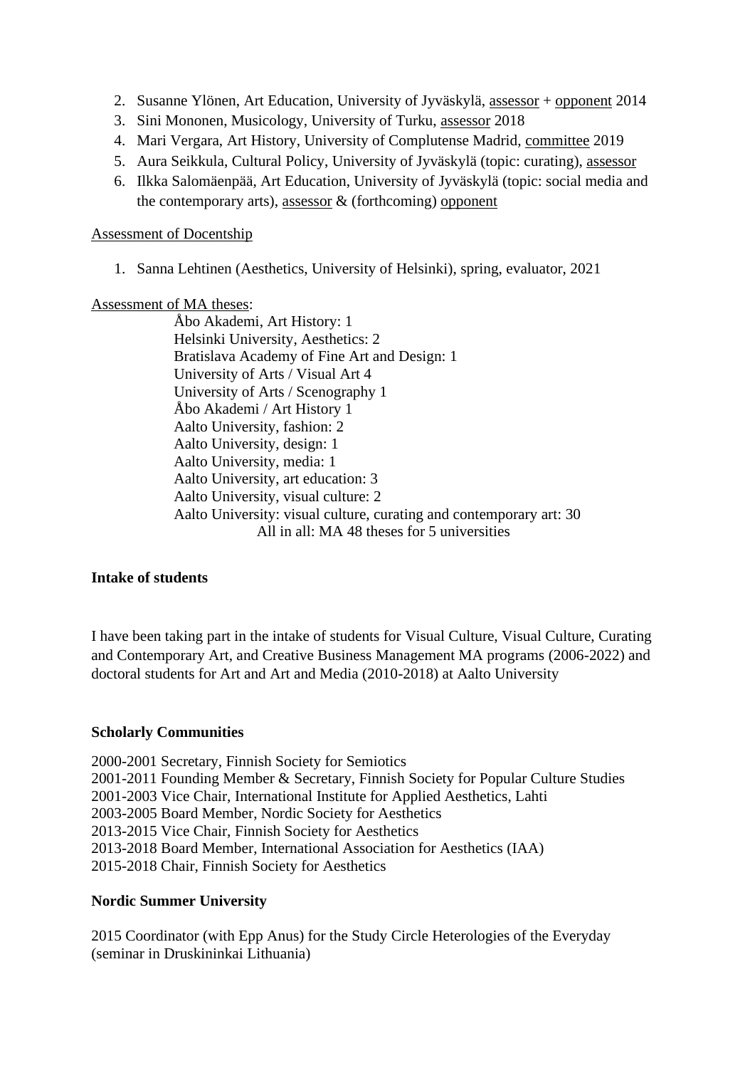2. Susanne Ylönen, Art Education, University of Jyväskylä, assessor + opponent 2014
3. Sini Mononen, Musicology, University of Turku, assessor 2018
4. Mari Vergara, Art History, University of Complutense Madrid, committee 2019
5. Aura Seikkula, Cultural Policy, University of Jyväskylä (topic: curating), assessor
6. Ilkka Salomäenpää, Art Education, University of Jyväskylä (topic: social media and the contemporary arts), assessor & (forthcoming) opponent

Assessment of Docentship

1. Sanna Lehtinen (Aesthetics, University of Helsinki), spring, evaluator, 2021

Assessment of MA theses:

Åbo Akademi, Art History: 1
Helsinki University, Aesthetics: 2
Bratislava Academy of Fine Art and Design: 1
University of Arts / Visual Art 4
University of Arts / Scenography 1
Åbo Akademi / Art History 1
Aalto University, fashion: 2
Aalto University, design: 1
Aalto University, media: 1
Aalto University, art education: 3
Aalto University, visual culture: 2
Aalto University: visual culture, curating and contemporary art: 30
All in all: MA 48 theses for 5 universities

**Intake of students**

I have been taking part in the intake of students for Visual Culture, Visual Culture, Curating and Contemporary Art, and Creative Business Management MA programs (2006-2022) and doctoral students for Art and Art and Media (2010-2018) at Aalto University

**Scholarly Communities**

2000-2001 Secretary, Finnish Society for Semiotics
2001-2011 Founding Member & Secretary, Finnish Society for Popular Culture Studies
2001-2003 Vice Chair, International Institute for Applied Aesthetics, Lahti
2003-2005 Board Member, Nordic Society for Aesthetics
2013-2015 Vice Chair, Finnish Society for Aesthetics
2013-2018 Board Member, International Association for Aesthetics (IAA)
2015-2018 Chair, Finnish Society for Aesthetics

**Nordic Summer University**

2015 Coordinator (with Epp Anus) for the Study Circle Heterologies of the Everyday (seminar in Druskininkai Lithuania)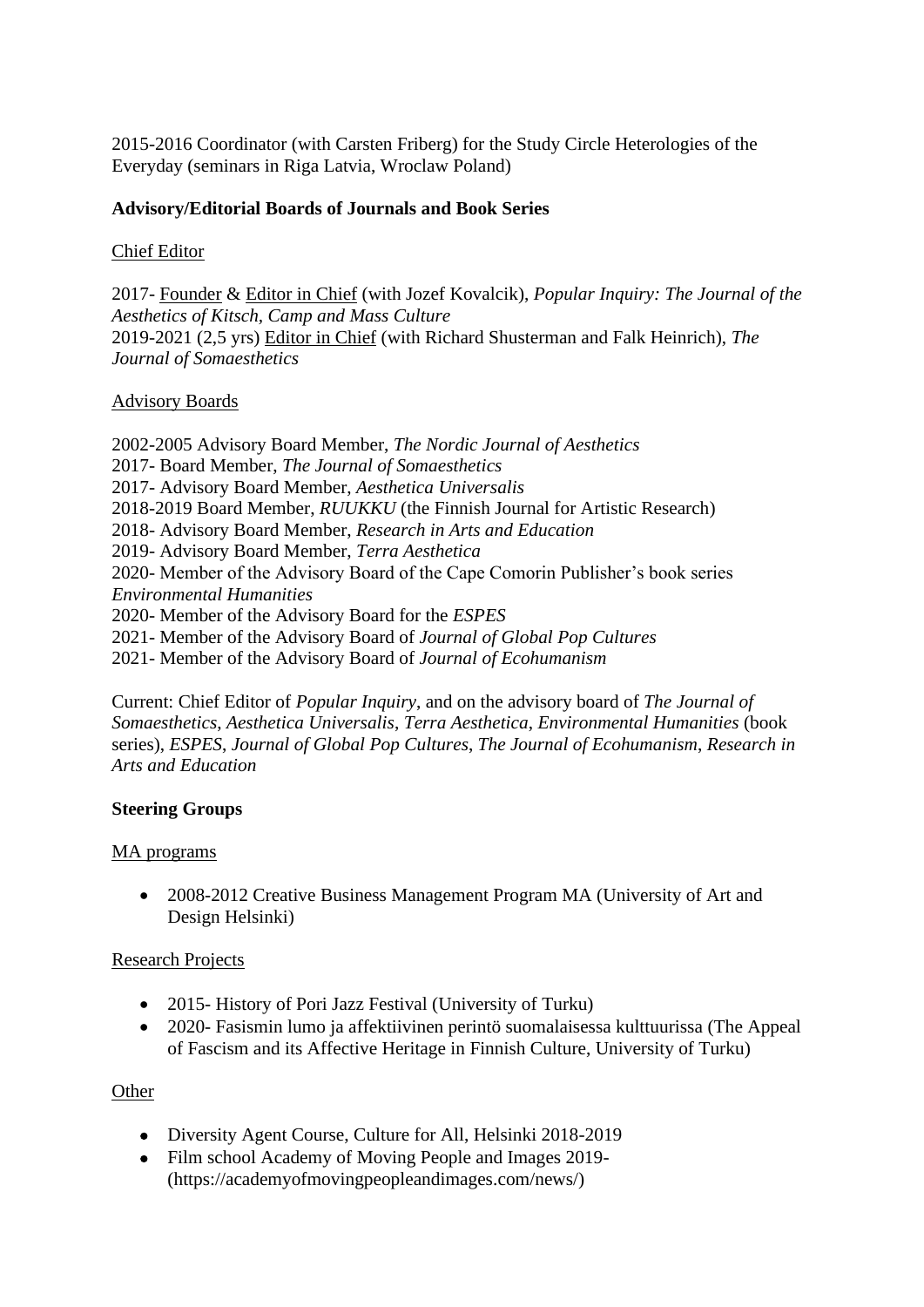2015-2016 Coordinator (with Carsten Friberg) for the Study Circle Heterologies of the Everyday (seminars in Riga Latvia, Wroclaw Poland)

**Advisory/Editorial Boards of Journals and Book Series**

Chief Editor

2017- Founder & Editor in Chief (with Jozef Kovalcik), *Popular Inquiry: The Journal of the Aesthetics of Kitsch, Camp and Mass Culture*
2019-2021 (2,5 yrs) Editor in Chief (with Richard Shusterman and Falk Heinrich), *The Journal of Somaesthetics*

Advisory Boards

2002-2005 Advisory Board Member, *The Nordic Journal of Aesthetics*
2017- Board Member, *The Journal of Somaesthetics*
2017- Advisory Board Member, *Aesthetica Universalis*
2018-2019 Board Member, *RUUKKU* (the Finnish Journal for Artistic Research)
2018- Advisory Board Member, *Research in Arts and Education*
2019- Advisory Board Member, *Terra Aesthetica*
2020- Member of the Advisory Board of the Cape Comorin Publisher's book series *Environmental Humanities*
2020- Member of the Advisory Board for the *ESPES*
2021- Member of the Advisory Board of *Journal of Global Pop Cultures*
2021- Member of the Advisory Board of *Journal of Ecohumanism*

Current: Chief Editor of *Popular Inquiry*, and on the advisory board of *The Journal of Somaesthetics*, *Aesthetica Universalis*, *Terra Aesthetica*, *Environmental Humanities* (book series), *ESPES*, *Journal of Global Pop Cultures*, *The Journal of Ecohumanism*, *Research in Arts and Education*

**Steering Groups**

MA programs

- 2008-2012 Creative Business Management Program MA (University of Art and Design Helsinki)

Research Projects

- 2015- History of Pori Jazz Festival (University of Turku)
- 2020- Fasismin lumo ja affektiivinen perintö suomalaisessa kulttuurissa (The Appeal of Fascism and its Affective Heritage in Finnish Culture, University of Turku)

Other

- Diversity Agent Course, Culture for All, Helsinki 2018-2019
- Film school Academy of Moving People and Images 2019- (https://academyofmovingpeopleandimages.com/news/)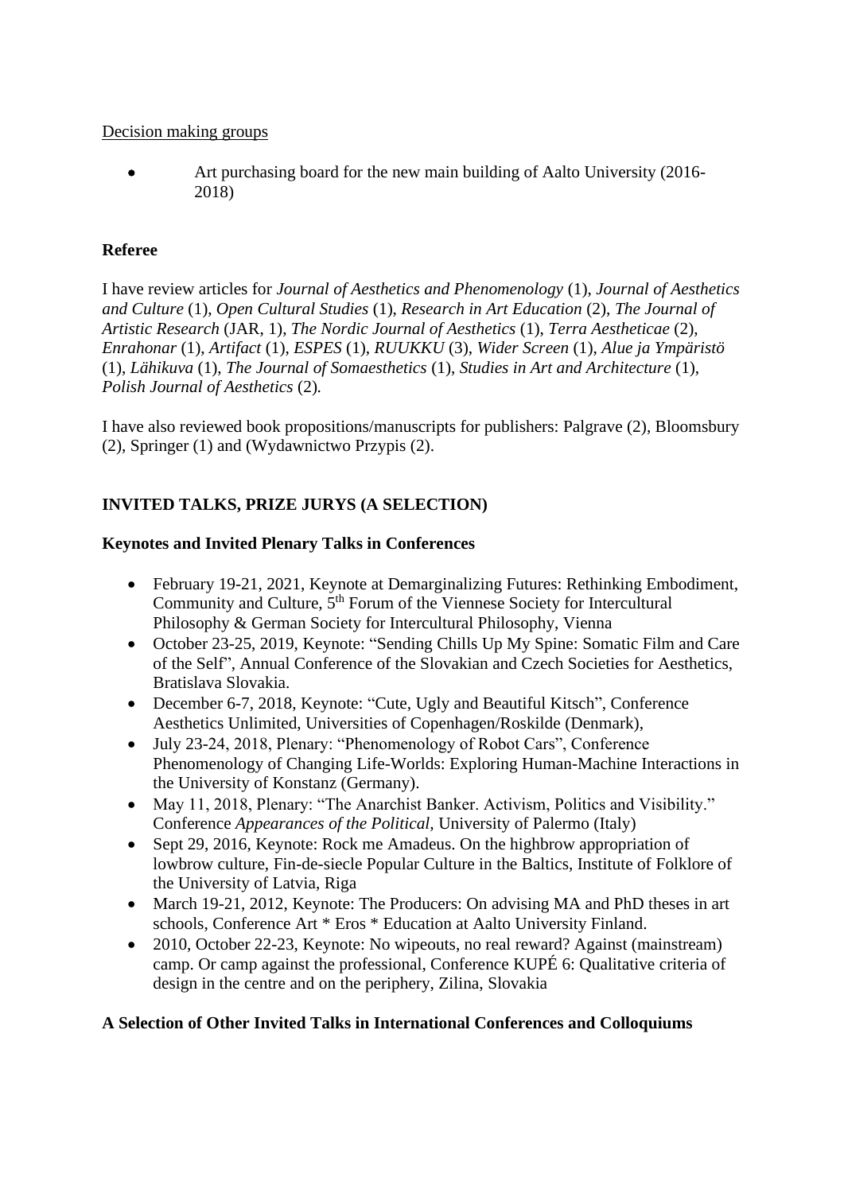Decision making groups

- Art purchasing board for the new main building of Aalto University (2016-2018)

**Referee**

I have review articles for *Journal of Aesthetics and Phenomenology* (1), *Journal of Aesthetics and Culture* (1), *Open Cultural Studies* (1), *Research in Art Education* (2), *The Journal of Artistic Research* (JAR, 1), *The Nordic Journal of Aesthetics* (1), *Terra Aestheticae* (2), *Enrahonar* (1), *Artifact* (1), *ESPES* (1), *RUUKKU* (3), *Wider Screen* (1), *Alue ja Ympäristö* (1), *Lähikuva* (1), *The Journal of Somaesthetics* (1), *Studies in Art and Architecture* (1), *Polish Journal of Aesthetics* (2).

I have also reviewed book propositions/manuscripts for publishers: Palgrave (2), Bloomsbury (2), Springer (1) and (Wydawnictwo Przypis (2).

**INVITED TALKS, PRIZE JURYS (A SELECTION)**

**Keynotes and Invited Plenary Talks in Conferences**

- February 19-21, 2021, Keynote at Demarginalizing Futures: Rethinking Embodiment, Community and Culture, 5th Forum of the Viennese Society for Intercultural Philosophy & German Society for Intercultural Philosophy, Vienna
- October 23-25, 2019, Keynote: "Sending Chills Up My Spine: Somatic Film and Care of the Self", Annual Conference of the Slovakian and Czech Societies for Aesthetics, Bratislava Slovakia.
- December 6-7, 2018, Keynote: "Cute, Ugly and Beautiful Kitsch", Conference Aesthetics Unlimited, Universities of Copenhagen/Roskilde (Denmark),
- July 23-24, 2018, Plenary: "Phenomenology of Robot Cars", Conference Phenomenology of Changing Life-Worlds: Exploring Human-Machine Interactions in the University of Konstanz (Germany).
- May 11, 2018, Plenary: "The Anarchist Banker. Activism, Politics and Visibility." Conference *Appearances of the Political*, University of Palermo (Italy)
- Sept 29, 2016, Keynote: Rock me Amadeus. On the highbrow appropriation of lowbrow culture, Fin-de-siecle Popular Culture in the Baltics, Institute of Folklore of the University of Latvia, Riga
- March 19-21, 2012, Keynote: The Producers: On advising MA and PhD theses in art schools, Conference Art * Eros * Education at Aalto University Finland.
- 2010, October 22-23, Keynote: No wipeouts, no real reward? Against (mainstream) camp. Or camp against the professional, Conference KUPÉ 6: Qualitative criteria of design in the centre and on the periphery, Zilina, Slovakia

**A Selection of Other Invited Talks in International Conferences and Colloquiums**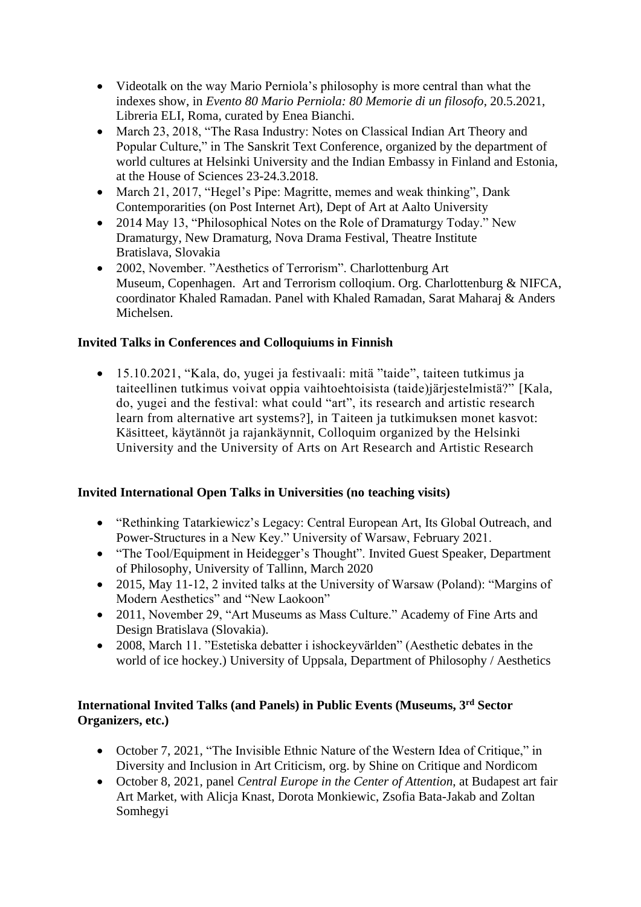- Videotalk on the way Mario Perniola's philosophy is more central than what the indexes show, in *Evento 80 Mario Perniola: 80 Memorie di un filosofo*, 20.5.2021, Libreria ELI, Roma, curated by Enea Bianchi.
- March 23, 2018, "The Rasa Industry: Notes on Classical Indian Art Theory and Popular Culture," in The Sanskrit Text Conference, organized by the department of world cultures at Helsinki University and the Indian Embassy in Finland and Estonia, at the House of Sciences 23-24.3.2018.
- March 21, 2017, "Hegel's Pipe: Magritte, memes and weak thinking", Dank Contemporarities (on Post Internet Art), Dept of Art at Aalto University
- 2014 May 13, "Philosophical Notes on the Role of Dramaturgy Today." New Dramaturgy, New Dramaturg, Nova Drama Festival, Theatre Institute Bratislava, Slovakia
- 2002, November. "Aesthetics of Terrorism". Charlottenburg Art Museum, Copenhagen. Art and Terrorism colloqium. Org. Charlottenburg & NIFCA, coordinator Khaled Ramadan. Panel with Khaled Ramadan, Sarat Maharaj & Anders Michelsen.

**Invited Talks in Conferences and Colloquiums in Finnish**

- 15.10.2021, "Kala, do, yugei ja festivaali: mitä "taide", taiteen tutkimus ja taiteellinen tutkimus voivat oppia vaihtoehtoisista (taide)järjestelmistä?" [Kala, do, yugei and the festival: what could "art", its research and artistic research learn from alternative art systems?], in Taiteen ja tutkimuksen monet kasvot: Käsitteet, käytännöt ja rajankäynnit, Colloquim organized by the Helsinki University and the University of Arts on Art Research and Artistic Research

**Invited International Open Talks in Universities (no teaching visits)**

- "Rethinking Tatarkiewicz's Legacy: Central European Art, Its Global Outreach, and Power-Structures in a New Key." University of Warsaw, February 2021.
- "The Tool/Equipment in Heidegger's Thought". Invited Guest Speaker, Department of Philosophy, University of Tallinn, March 2020
- 2015, May 11-12, 2 invited talks at the University of Warsaw (Poland): "Margins of Modern Aesthetics" and "New Laokoon"
- 2011, November 29, "Art Museums as Mass Culture." Academy of Fine Arts and Design Bratislava (Slovakia).
- 2008, March 11. "Estetiska debatter i ishockeyvärlden" (Aesthetic debates in the world of ice hockey.) University of Uppsala, Department of Philosophy / Aesthetics

**International Invited Talks (and Panels) in Public Events (Museums, 3rd Sector Organizers, etc.)**

- October 7, 2021, "The Invisible Ethnic Nature of the Western Idea of Critique," in Diversity and Inclusion in Art Criticism, org. by Shine on Critique and Nordicom
- October 8, 2021, panel *Central Europe in the Center of Attention*, at Budapest art fair Art Market, with Alicja Knast, Dorota Monkiewic, Zsofia Bata-Jakab and Zoltan Somhegyi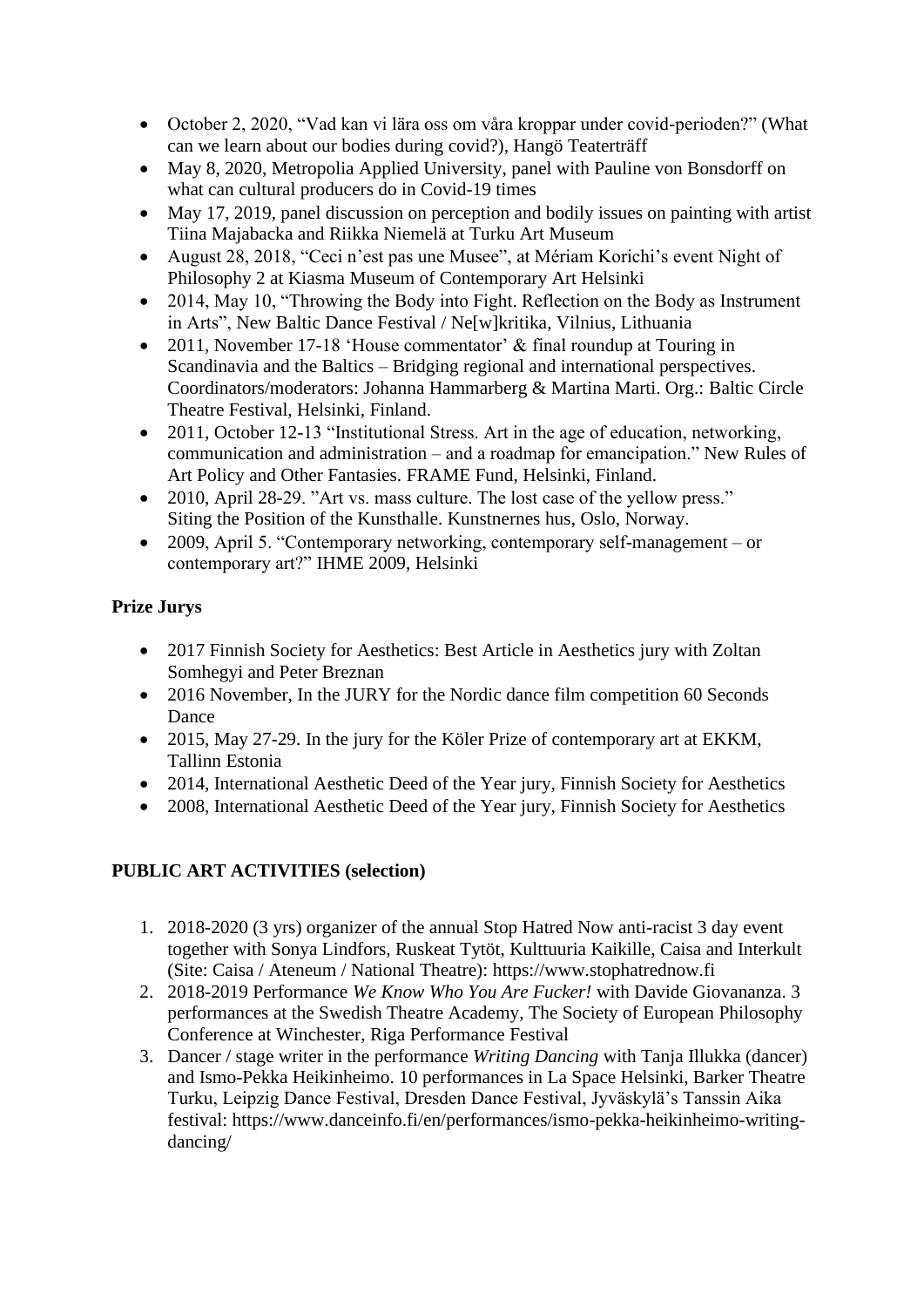- October 2, 2020, "Vad kan vi lära oss om våra kroppar under covid-perioden?" (What can we learn about our bodies during covid?), Hangö Teaterträff
- May 8, 2020, Metropolia Applied University, panel with Pauline von Bonsdorff on what can cultural producers do in Covid-19 times
- May 17, 2019, panel discussion on perception and bodily issues on painting with artist Tiina Majabacka and Riikka Niemelä at Turku Art Museum
- August 28, 2018, "Ceci n'est pas une Musee", at Mériam Korichi's event Night of Philosophy 2 at Kiasma Museum of Contemporary Art Helsinki
- 2014, May 10, "Throwing the Body into Fight. Reflection on the Body as Instrument in Arts", New Baltic Dance Festival / Ne[w]kritika, Vilnius, Lithuania
- 2011, November 17-18 'House commentator' & final roundup at Touring in Scandinavia and the Baltics – Bridging regional and international perspectives. Coordinators/moderators: Johanna Hammarberg & Martina Marti. Org.: Baltic Circle Theatre Festival, Helsinki, Finland.
- 2011, October 12-13 "Institutional Stress. Art in the age of education, networking, communication and administration – and a roadmap for emancipation." New Rules of Art Policy and Other Fantasies. FRAME Fund, Helsinki, Finland.
- 2010, April 28-29. "Art vs. mass culture. The lost case of the yellow press." Siting the Position of the Kunsthalle. Kunstnernes hus, Oslo, Norway.
- 2009, April 5. "Contemporary networking, contemporary self-management – or contemporary art?" IHME 2009, Helsinki

**Prize Jurys**

- 2017 Finnish Society for Aesthetics: Best Article in Aesthetics jury with Zoltan Somhegyi and Peter Breznan
- 2016 November, In the JURY for the Nordic dance film competition 60 Seconds Dance
- 2015, May 27-29. In the jury for the Köler Prize of contemporary art at EKKM, Tallinn Estonia
- 2014, International Aesthetic Deed of the Year jury, Finnish Society for Aesthetics
- 2008, International Aesthetic Deed of the Year jury, Finnish Society for Aesthetics

**PUBLIC ART ACTIVITIES (selection)**

1. 2018-2020 (3 yrs) organizer of the annual Stop Hatred Now anti-racist 3 day event together with Sonya Lindfors, Ruskeat Tytöt, Kulttuuria Kaikille, Caisa and Interkult (Site: Caisa / Ateneum / National Theatre): https://www.stophatrednow.fi
2. 2018-2019 Performance *We Know Who You Are Fucker!* with Davide Giovananza. 3 performances at the Swedish Theatre Academy, The Society of European Philosophy Conference at Winchester, Riga Performance Festival
3. Dancer / stage writer in the performance *Writing Dancing* with Tanja Illukka (dancer) and Ismo-Pekka Heikinheimo. 10 performances in La Space Helsinki, Barker Theatre Turku, Leipzig Dance Festival, Dresden Dance Festival, Jyväskylä's Tanssin Aika festival: https://www.danceinfo.fi/en/performances/ismo-pekka-heikinheimo-writing-dancing/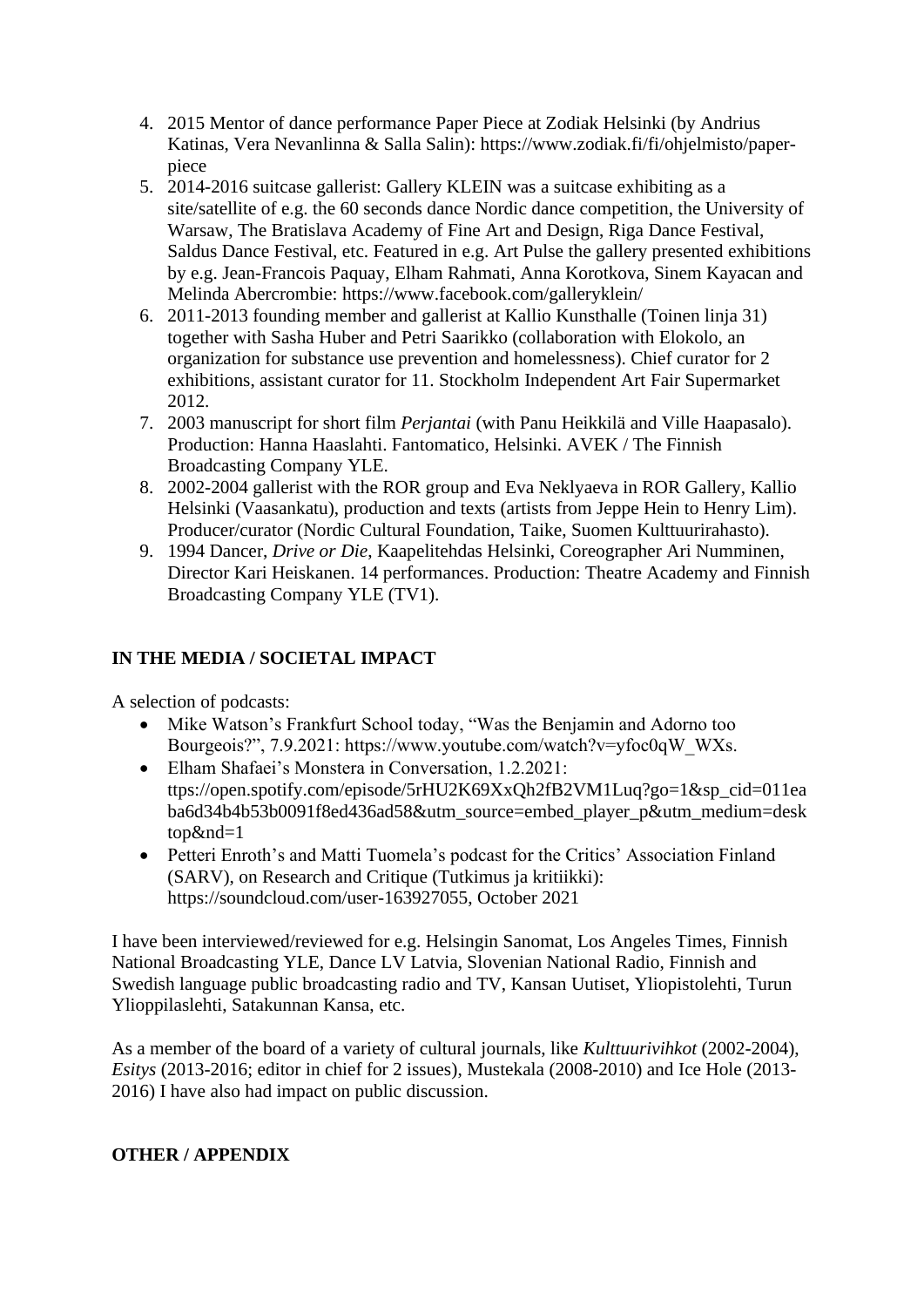4. 2015 Mentor of dance performance Paper Piece at Zodiak Helsinki (by Andrius Katinas, Vera Nevanlinna & Salla Salin): https://www.zodiak.fi/fi/ohjelmisto/paper-piece
5. 2014-2016 suitcase gallerist: Gallery KLEIN was a suitcase exhibiting as a site/satellite of e.g. the 60 seconds dance Nordic dance competition, the University of Warsaw, The Bratislava Academy of Fine Art and Design, Riga Dance Festival, Saldus Dance Festival, etc. Featured in e.g. Art Pulse the gallery presented exhibitions by e.g. Jean-Francois Paquay, Elham Rahmati, Anna Korotkova, Sinem Kayacan and Melinda Abercrombie: https://www.facebook.com/galleryklein/
6. 2011-2013 founding member and gallerist at Kallio Kunsthalle (Toinen linja 31) together with Sasha Huber and Petri Saarikko (collaboration with Elokolo, an organization for substance use prevention and homelessness). Chief curator for 2 exhibitions, assistant curator for 11. Stockholm Independent Art Fair Supermarket 2012.
7. 2003 manuscript for short film *Perjantai* (with Panu Heikkilä and Ville Haapasalo). Production: Hanna Haaslahti. Fantomatico, Helsinki. AVEK / The Finnish Broadcasting Company YLE.
8. 2002-2004 gallerist with the ROR group and Eva Neklyaeva in ROR Gallery, Kallio Helsinki (Vaasankatu), production and texts (artists from Jeppe Hein to Henry Lim). Producer/curator (Nordic Cultural Foundation, Taike, Suomen Kulttuurirahasto).
9. 1994 Dancer, *Drive or Die*, Kaapelitehdas Helsinki, Coreographer Ari Numminen, Director Kari Heiskanen. 14 performances. Production: Theatre Academy and Finnish Broadcasting Company YLE (TV1).

**IN THE MEDIA / SOCIETAL IMPACT**

A selection of podcasts:

- Mike Watson's Frankfurt School today, "Was the Benjamin and Adorno too Bourgeois?", 7.9.2021: https://www.youtube.com/watch?v=yfoc0qW_WXs.
- Elham Shafaei's Monstera in Conversation, 1.2.2021: ttps://open.spotify.com/episode/5rHU2K69XxQh2fB2VM1Luq?go=1&sp_cid=011eaba6d34b4b53b0091f8ed436ad58&utm_source=embed_player_p&utm_medium=desktop&nd=1
- Petteri Enroth's and Matti Tuomela's podcast for the Critics' Association Finland (SARV), on Research and Critique (Tutkimus ja kritiikki): https://soundcloud.com/user-163927055, October 2021

I have been interviewed/reviewed for e.g. Helsingin Sanomat, Los Angeles Times, Finnish National Broadcasting YLE, Dance LV Latvia, Slovenian National Radio, Finnish and Swedish language public broadcasting radio and TV, Kansan Uutiset, Yliopistolehti, Turun Ylioppilaslehti, Satakunnan Kansa, etc.

As a member of the board of a variety of cultural journals, like *Kulttuurivihkot* (2002-2004), *Esitys* (2013-2016; editor in chief for 2 issues), Mustekala (2008-2010) and Ice Hole (2013-2016) I have also had impact on public discussion.

**OTHER / APPENDIX**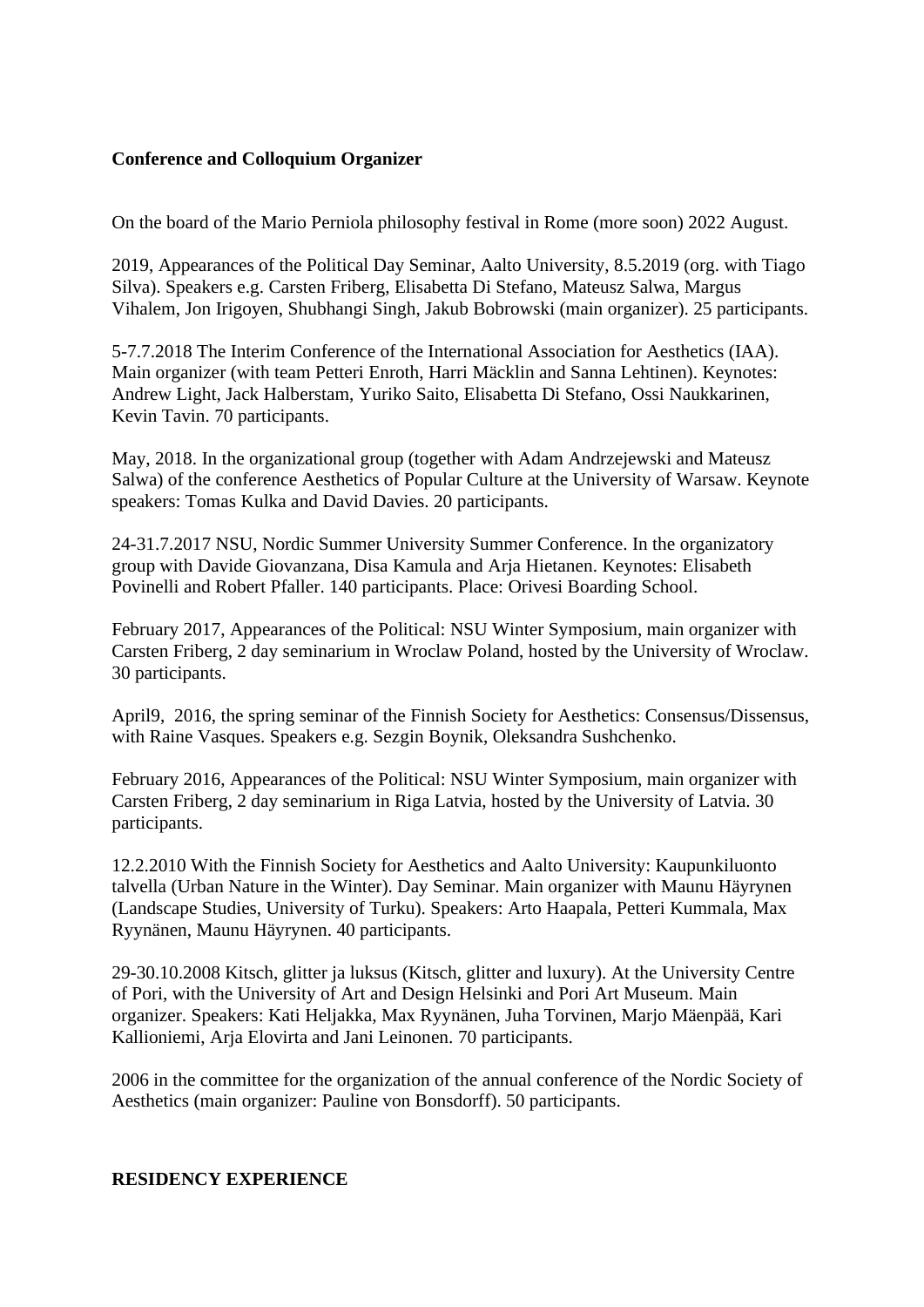**Conference and Colloquium Organizer**

On the board of the Mario Perniola philosophy festival in Rome (more soon) 2022 August.

2019, Appearances of the Political Day Seminar, Aalto University, 8.5.2019 (org. with Tiago Silva). Speakers e.g. Carsten Friberg, Elisabetta Di Stefano, Mateusz Salwa, Margus Vihalem, Jon Irigoyen, Shubhangi Singh, Jakub Bobrowski (main organizer). 25 participants.

5-7.7.2018 The Interim Conference of the International Association for Aesthetics (IAA). Main organizer (with team Petteri Enroth, Harri Mäcklin and Sanna Lehtinen). Keynotes: Andrew Light, Jack Halberstam, Yuriko Saito, Elisabetta Di Stefano, Ossi Naukkarinen, Kevin Tavin. 70 participants.

May, 2018. In the organizational group (together with Adam Andrzejewski and Mateusz Salwa) of the conference Aesthetics of Popular Culture at the University of Warsaw. Keynote speakers: Tomas Kulka and David Davies. 20 participants.

24-31.7.2017 NSU, Nordic Summer University Summer Conference. In the organizatory group with Davide Giovanzana, Disa Kamula and Arja Hietanen. Keynotes: Elisabeth Povinelli and Robert Pfaller. 140 participants. Place: Orivesi Boarding School.

February 2017, Appearances of the Political: NSU Winter Symposium, main organizer with Carsten Friberg, 2 day seminarium in Wroclaw Poland, hosted by the University of Wroclaw. 30 participants.

April9, 2016, the spring seminar of the Finnish Society for Aesthetics: Consensus/Dissensus, with Raine Vasques. Speakers e.g. Sezgin Boynik, Oleksandra Sushchenko.

February 2016, Appearances of the Political: NSU Winter Symposium, main organizer with Carsten Friberg, 2 day seminarium in Riga Latvia, hosted by the University of Latvia. 30 participants.

12.2.2010 With the Finnish Society for Aesthetics and Aalto University: Kaupunkiluonto talvella (Urban Nature in the Winter). Day Seminar. Main organizer with Maunu Häyrynen (Landscape Studies, University of Turku). Speakers: Arto Haapala, Petteri Kummala, Max Ryynänen, Maunu Häyrynen. 40 participants.

29-30.10.2008 Kitsch, glitter ja luksus (Kitsch, glitter and luxury). At the University Centre of Pori, with the University of Art and Design Helsinki and Pori Art Museum. Main organizer. Speakers: Kati Heljakka, Max Ryynänen, Juha Torvinen, Marjo Mäenpää, Kari Kallioniemi, Arja Elovirta and Jani Leinonen. 70 participants.

2006 in the committee for the organization of the annual conference of the Nordic Society of Aesthetics (main organizer: Pauline von Bonsdorff). 50 participants.

**RESIDENCY EXPERIENCE**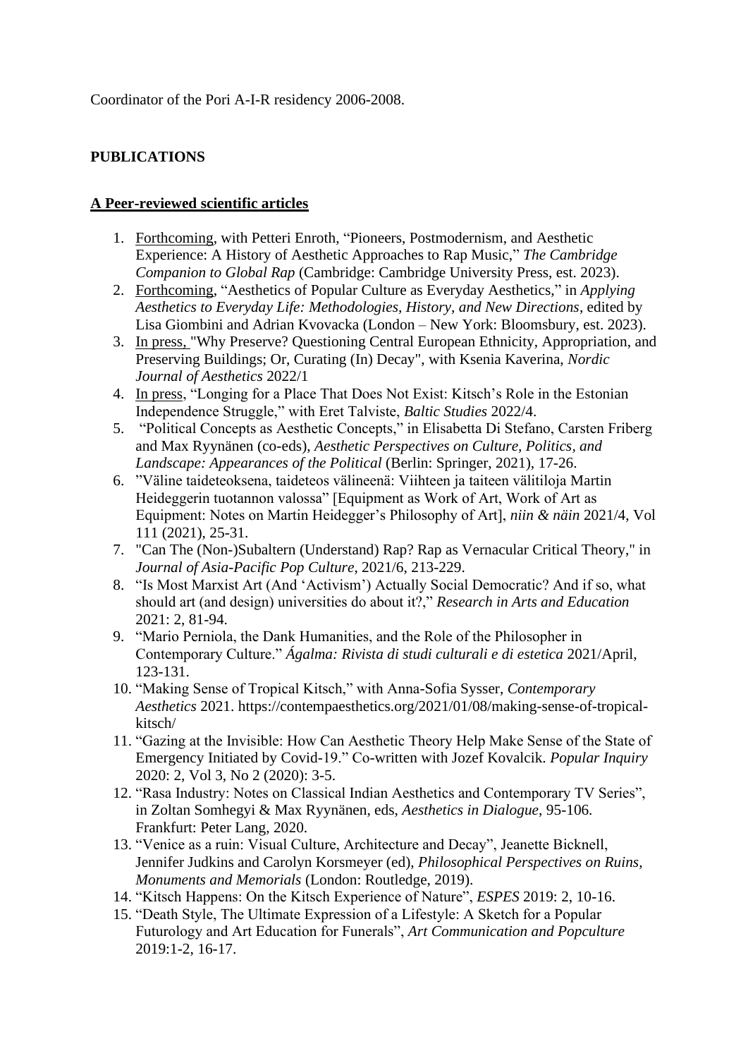Coordinator of the Pori A-I-R residency 2006-2008.

## PUBLICATIONS

### A Peer-reviewed scientific articles

1. Forthcoming, with Petteri Enroth, "Pioneers, Postmodernism, and Aesthetic Experience: A History of Aesthetic Approaches to Rap Music," *The Cambridge Companion to Global Rap* (Cambridge: Cambridge University Press, est. 2023).
2. Forthcoming, "Aesthetics of Popular Culture as Everyday Aesthetics," in *Applying Aesthetics to Everyday Life: Methodologies, History, and New Directions*, edited by Lisa Giombini and Adrian Kvovacka (London – New York: Bloomsbury, est. 2023).
3. In press, "Why Preserve? Questioning Central European Ethnicity, Appropriation, and Preserving Buildings; Or, Curating (In) Decay", with Ksenia Kaverina, *Nordic Journal of Aesthetics* 2022/1
4. In press, "Longing for a Place That Does Not Exist: Kitsch's Role in the Estonian Independence Struggle," with Eret Talviste, *Baltic Studies* 2022/4.
5. "Political Concepts as Aesthetic Concepts," in Elisabetta Di Stefano, Carsten Friberg and Max Ryynänen (co-eds), *Aesthetic Perspectives on Culture, Politics, and Landscape: Appearances of the Political* (Berlin: Springer, 2021), 17-26.
6. "Väline taideteoksena, taideteos välineenä: Viihteen ja taiteen välitiloja Martin Heideggerin tuotannon valossa" [Equipment as Work of Art, Work of Art as Equipment: Notes on Martin Heidegger's Philosophy of Art], *niin & näin* 2021/4, Vol 111 (2021), 25-31.
7. "Can The (Non-)Subaltern (Understand) Rap? Rap as Vernacular Critical Theory," in *Journal of Asia-Pacific Pop Culture*, 2021/6, 213-229.
8. "Is Most Marxist Art (And 'Activism') Actually Social Democratic? And if so, what should art (and design) universities do about it?," *Research in Arts and Education* 2021: 2, 81-94.
9. "Mario Perniola, the Dank Humanities, and the Role of the Philosopher in Contemporary Culture." *Ágalma: Rivista di studi culturali e di estetica* 2021/April, 123-131.
10. "Making Sense of Tropical Kitsch," with Anna-Sofia Sysser, *Contemporary Aesthetics* 2021. https://contempaesthetics.org/2021/01/08/making-sense-of-tropical-kitsch/
11. "Gazing at the Invisible: How Can Aesthetic Theory Help Make Sense of the State of Emergency Initiated by Covid-19." Co-written with Jozef Kovalcik. *Popular Inquiry* 2020: 2, Vol 3, No 2 (2020): 3-5.
12. "Rasa Industry: Notes on Classical Indian Aesthetics and Contemporary TV Series", in Zoltan Somhegyi & Max Ryynänen, eds, *Aesthetics in Dialogue*, 95-106. Frankfurt: Peter Lang, 2020.
13. "Venice as a ruin: Visual Culture, Architecture and Decay", Jeanette Bicknell, Jennifer Judkins and Carolyn Korsmeyer (ed), *Philosophical Perspectives on Ruins, Monuments and Memorials* (London: Routledge, 2019).
14. "Kitsch Happens: On the Kitsch Experience of Nature", *ESPES* 2019: 2, 10-16.
15. "Death Style, The Ultimate Expression of a Lifestyle: A Sketch for a Popular Futurology and Art Education for Funerals", *Art Communication and Popculture* 2019:1-2, 16-17.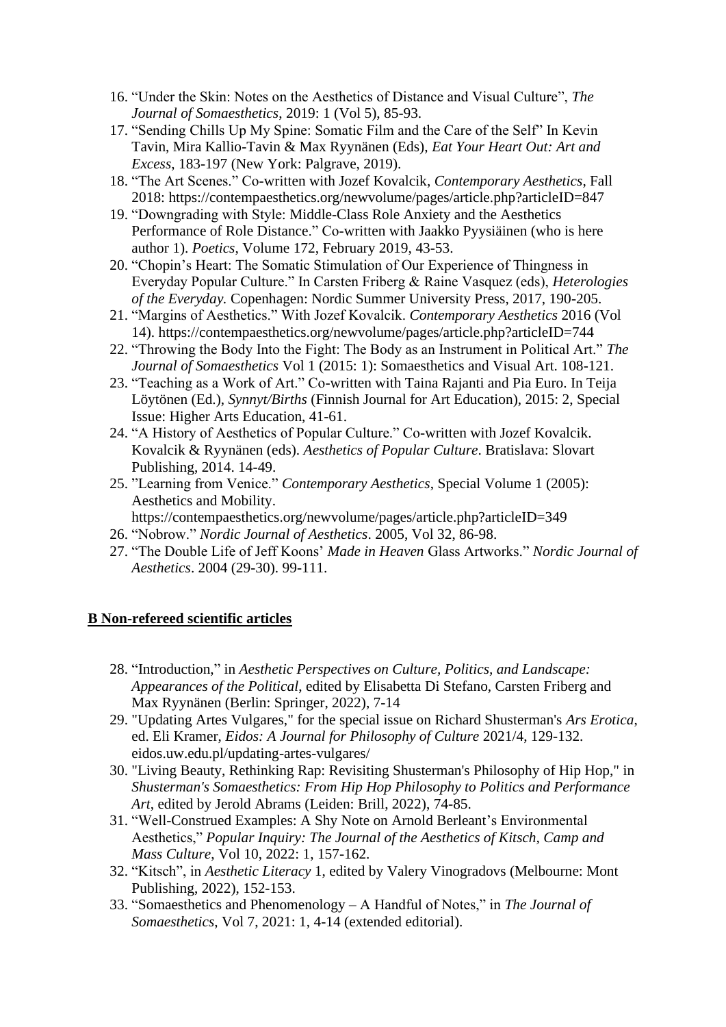16. "Under the Skin: Notes on the Aesthetics of Distance and Visual Culture", *The Journal of Somaesthetics*, 2019: 1 (Vol 5), 85-93.
17. "Sending Chills Up My Spine: Somatic Film and the Care of the Self" In Kevin Tavin, Mira Kallio-Tavin & Max Ryynänen (Eds), *Eat Your Heart Out: Art and Excess*, 183-197 (New York: Palgrave, 2019).
18. "The Art Scenes." Co-written with Jozef Kovalcik, *Contemporary Aesthetics*, Fall 2018: https://contempaesthetics.org/newvolume/pages/article.php?articleID=847
19. "Downgrading with Style: Middle-Class Role Anxiety and the Aesthetics Performance of Role Distance." Co-written with Jaakko Pyysiäinen (who is here author 1). *Poetics*, Volume 172, February 2019, 43-53.
20. "Chopin's Heart: The Somatic Stimulation of Our Experience of Thingness in Everyday Popular Culture." In Carsten Friberg & Raine Vasquez (eds), *Heterologies of the Everyday.* Copenhagen: Nordic Summer University Press, 2017, 190-205.
21. "Margins of Aesthetics." With Jozef Kovalcik. *Contemporary Aesthetics* 2016 (Vol 14). https://contempaesthetics.org/newvolume/pages/article.php?articleID=744
22. "Throwing the Body Into the Fight: The Body as an Instrument in Political Art." *The Journal of Somaesthetics* Vol 1 (2015: 1): Somaesthetics and Visual Art. 108-121.
23. "Teaching as a Work of Art." Co-written with Taina Rajanti and Pia Euro. In Teija Löytönen (Ed.), *Synnyt/Births* (Finnish Journal for Art Education), 2015: 2, Special Issue: Higher Arts Education, 41-61.
24. "A History of Aesthetics of Popular Culture." Co-written with Jozef Kovalcik. Kovalcik & Ryynänen (eds). *Aesthetics of Popular Culture*. Bratislava: Slovart Publishing, 2014. 14-49.
25. "Learning from Venice." *Contemporary Aesthetics*, Special Volume 1 (2005): Aesthetics and Mobility. https://contempaesthetics.org/newvolume/pages/article.php?articleID=349
26. "Nobrow." *Nordic Journal of Aesthetics*. 2005, Vol 32, 86-98.
27. "The Double Life of Jeff Koons' *Made in Heaven* Glass Artworks." *Nordic Journal of Aesthetics*. 2004 (29-30). 99-111.

**B Non-refereed scientific articles**

28. "Introduction," in *Aesthetic Perspectives on Culture, Politics, and Landscape: Appearances of the Political*, edited by Elisabetta Di Stefano, Carsten Friberg and Max Ryynänen (Berlin: Springer, 2022), 7-14
29. "Updating Artes Vulgares," for the special issue on Richard Shusterman's *Ars Erotica*, ed. Eli Kramer, *Eidos: A Journal for Philosophy of Culture* 2021/4, 129-132. eidos.uw.edu.pl/updating-artes-vulgares/
30. "Living Beauty, Rethinking Rap: Revisiting Shusterman's Philosophy of Hip Hop," in *Shusterman's Somaesthetics: From Hip Hop Philosophy to Politics and Performance Art*, edited by Jerold Abrams (Leiden: Brill, 2022), 74-85.
31. "Well-Construed Examples: A Shy Note on Arnold Berleant's Environmental Aesthetics," *Popular Inquiry: The Journal of the Aesthetics of Kitsch, Camp and Mass Culture*, Vol 10, 2022: 1, 157-162.
32. "Kitsch", in *Aesthetic Literacy* 1, edited by Valery Vinogradovs (Melbourne: Mont Publishing, 2022), 152-153.
33. "Somaesthetics and Phenomenology – A Handful of Notes," in *The Journal of Somaesthetics*, Vol 7, 2021: 1, 4-14 (extended editorial).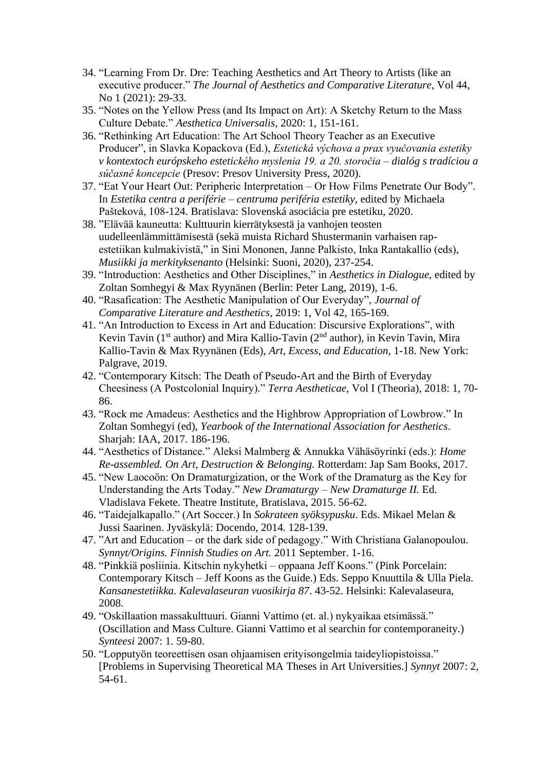34. "Learning From Dr. Dre: Teaching Aesthetics and Art Theory to Artists (like an executive producer." *The Journal of Aesthetics and Comparative Literature*, Vol 44, No 1 (2021): 29-33.
35. "Notes on the Yellow Press (and Its Impact on Art): A Sketchy Return to the Mass Culture Debate." *Aesthetica Universalis*, 2020: 1, 151-161.
36. "Rethinking Art Education: The Art School Theory Teacher as an Executive Producer", in Slavka Kopackova (Ed.), *Estetická výchova a prax vyučovania estetiky v kontextoch európskeho estetického myslenia 19. a 20. storočia – dialóg s tradíciou a súčasné koncepcie* (Presov: Presov University Press, 2020).
37. "Eat Your Heart Out: Peripheric Interpretation – Or How Films Penetrate Our Body". In *Estetika centra a periférie – centruma periféria estetiky,* edited by Michaela Pašteková, 108-124. Bratislava: Slovenská asociácia pre estetiku, 2020.
38. "Elävää kauneutta: Kulttuurin kierrätyksestä ja vanhojen teosten uudelleenlämmittämisestä (sekä muista Richard Shustermanin varhaisen rap-estetiikan kulmakivistä," in Sini Mononen, Janne Palkisto, Inka Rantakallio (eds), *Musiikki ja merkityksenanto* (Helsinki: Suoni, 2020), 237-254.
39. "Introduction: Aesthetics and Other Disciplines," in *Aesthetics in Dialogue*, edited by Zoltan Somhegyi & Max Ryynänen (Berlin: Peter Lang, 2019), 1-6.
40. "Rasafication: The Aesthetic Manipulation of Our Everyday", *Journal of Comparative Literature and Aesthetics*, 2019: 1, Vol 42, 165-169.
41. "An Introduction to Excess in Art and Education: Discursive Explorations", with Kevin Tavin (1st author) and Mira Kallio-Tavin (2nd author), in Kevin Tavin, Mira Kallio-Tavin & Max Ryynänen (Eds), *Art, Excess, and Education*, 1-18. New York: Palgrave, 2019.
42. "Contemporary Kitsch: The Death of Pseudo-Art and the Birth of Everyday Cheesiness (A Postcolonial Inquiry)." *Terra Aestheticae*, Vol I (Theoria), 2018: 1, 70-86.
43. "Rock me Amadeus: Aesthetics and the Highbrow Appropriation of Lowbrow." In Zoltan Somhegyi (ed), *Yearbook of the International Association for Aesthetics*. Sharjah: IAA, 2017. 186-196.
44. "Aesthetics of Distance." Aleksi Malmberg & Annukka Vähäsöyrinki (eds.): *Home Re-assembled. On Art, Destruction & Belonging.* Rotterdam: Jap Sam Books, 2017.
45. "New Laocoön: On Dramaturgization, or the Work of the Dramaturg as the Key for Understanding the Arts Today." *New Dramaturgy – New Dramaturge II.* Ed. Vladislava Fekete. Theatre Institute, Bratislava, 2015. 56-62.
46. "Taidejalkapallo." (Art Soccer.) In *Sokrateen syöksypusku*. Eds. Mikael Melan & Jussi Saarinen. Jyväskylä: Docendo, 2014. 128-139.
47. "Art and Education – or the dark side of pedagogy." With Christiana Galanopoulou. *Synnyt/Origins. Finnish Studies on Art.* 2011 September. 1-16.
48. "Pinkkiä posliinia. Kitschin nykyhetki – oppaana Jeff Koons." (Pink Porcelain: Contemporary Kitsch – Jeff Koons as the Guide.) Eds. Seppo Knuuttila & Ulla Piela. *Kansanestetiikka. Kalevalaseuran vuosikirja 87*. 43-52. Helsinki: Kalevalaseura, 2008.
49. "Oskillaation massakulttuuri. Gianni Vattimo (et. al.) nykyaikaa etsimässä." (Oscillation and Mass Culture. Gianni Vattimo et al searchin for contemporaneity.) *Synteesi* 2007: 1. 59-80.
50. "Lopputyön teoreettisen osan ohjaamisen erityisongelmia taideyliopistoissa." [Problems in Supervising Theoretical MA Theses in Art Universities.] *Synnyt* 2007: 2, 54-61.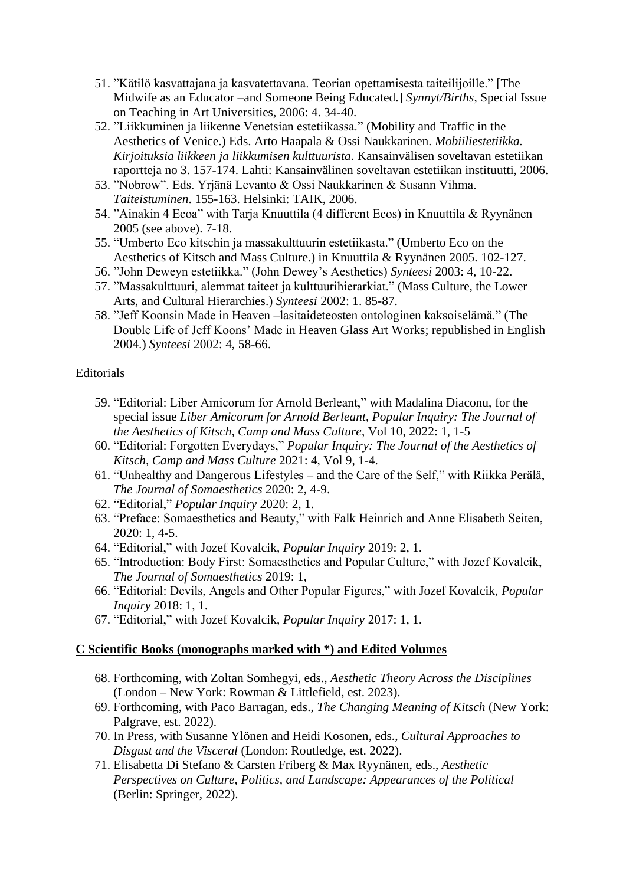51. ”Kätilö kasvattajana ja kasvatettavana. Teorian opettamisesta taiteilijoille.” [The Midwife as an Educator –and Someone Being Educated.] *Synnyt/Births*, Special Issue on Teaching in Art Universities, 2006: 4. 34-40.
52. ”Liikkuminen ja liikenne Venetsian estetiikassa.” (Mobility and Traffic in the Aesthetics of Venice.) Eds. Arto Haapala & Ossi Naukkarinen. *Mobiiliestetiikka. Kirjoituksia liikkeen ja liikkumisen kulttuurista*. Kansainvälisen soveltavan estetiikan raportteja no 3. 157-174. Lahti: Kansainvälinen soveltavan estetiikan instituutti, 2006.
53. ”Nobrow”. Eds. Yrjänä Levanto & Ossi Naukkarinen & Susann Vihma. *Taiteistuminen*. 155-163. Helsinki: TAIK, 2006.
54. ”Ainakin 4 Ecoa” with Tarja Knuuttila (4 different Ecos) in Knuuttila & Ryynänen 2005 (see above). 7-18.
55. “Umberto Eco kitschin ja massakulttuurin estetiikasta.” (Umberto Eco on the Aesthetics of Kitsch and Mass Culture.) in Knuuttila & Ryynänen 2005. 102-127.
56. ”John Deweyn estetiikka.” (John Dewey’s Aesthetics) *Synteesi* 2003: 4, 10-22.
57. ”Massakulttuuri, alemmat taiteet ja kulttuurihierarkiat.” (Mass Culture, the Lower Arts, and Cultural Hierarchies.) *Synteesi* 2002: 1. 85-87.
58. ”Jeff Koonsin Made in Heaven –lasitaideteosten ontologinen kaksoiselämä.” (The Double Life of Jeff Koons’ Made in Heaven Glass Art Works; republished in English 2004.) *Synteesi* 2002: 4, 58-66.

Editorials

59. “Editorial: Liber Amicorum for Arnold Berleant,” with Madalina Diaconu, for the special issue *Liber Amicorum for Arnold Berleant, Popular Inquiry: The Journal of the Aesthetics of Kitsch, Camp and Mass Culture*, Vol 10, 2022: 1, 1-5
60. “Editorial: Forgotten Everydays,” *Popular Inquiry: The Journal of the Aesthetics of Kitsch, Camp and Mass Culture* 2021: 4, Vol 9, 1-4.
61. “Unhealthy and Dangerous Lifestyles – and the Care of the Self,” with Riikka Perälä, *The Journal of Somaesthetics* 2020: 2, 4-9.
62. “Editorial,” *Popular Inquiry* 2020: 2, 1.
63. “Preface: Somaesthetics and Beauty,” with Falk Heinrich and Anne Elisabeth Seiten, 2020: 1, 4-5.
64. “Editorial,” with Jozef Kovalcik, *Popular Inquiry* 2019: 2, 1.
65. “Introduction: Body First: Somaesthetics and Popular Culture,” with Jozef Kovalcik, *The Journal of Somaesthetics* 2019: 1,
66. “Editorial: Devils, Angels and Other Popular Figures,” with Jozef Kovalcik, *Popular Inquiry* 2018: 1, 1.
67. “Editorial,” with Jozef Kovalcik, *Popular Inquiry* 2017: 1, 1.

**C Scientific Books (monographs marked with *) and Edited Volumes**

68. Forthcoming, with Zoltan Somhegyi, eds., *Aesthetic Theory Across the Disciplines* (London – New York: Rowman & Littlefield, est. 2023).
69. Forthcoming, with Paco Barragan, eds., *The Changing Meaning of Kitsch* (New York: Palgrave, est. 2022).
70. In Press, with Susanne Ylönen and Heidi Kosonen, eds., *Cultural Approaches to Disgust and the Visceral* (London: Routledge, est. 2022).
71. Elisabetta Di Stefano & Carsten Friberg & Max Ryynänen, eds., *Aesthetic Perspectives on Culture, Politics, and Landscape: Appearances of the Political* (Berlin: Springer, 2022).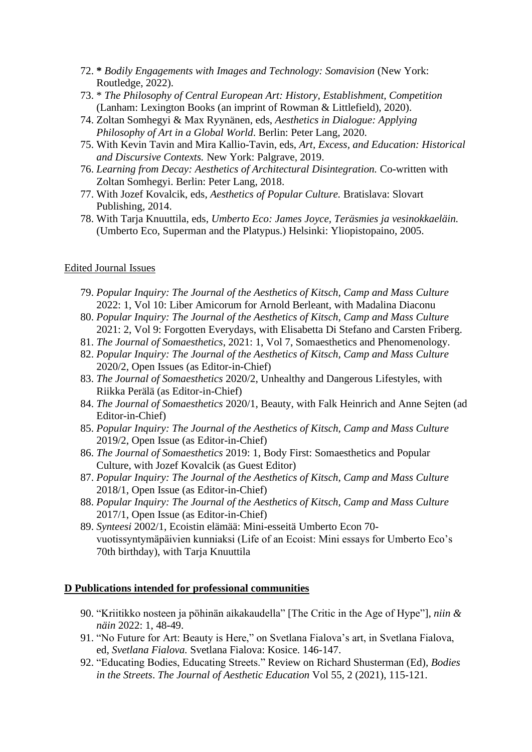72. **\*** *Bodily Engagements with Images and Technology: Somavision* (New York: Routledge, 2022).
73. \* *The Philosophy of Central European Art: History, Establishment, Competition* (Lanham: Lexington Books (an imprint of Rowman & Littlefield), 2020).
74. Zoltan Somhegyi & Max Ryynänen, eds, *Aesthetics in Dialogue: Applying Philosophy of Art in a Global World*. Berlin: Peter Lang, 2020.
75. With Kevin Tavin and Mira Kallio-Tavin, eds, *Art, Excess, and Education: Historical and Discursive Contexts.* New York: Palgrave, 2019.
76. *Learning from Decay: Aesthetics of Architectural Disintegration.* Co-written with Zoltan Somhegyi. Berlin: Peter Lang, 2018.
77. With Jozef Kovalcik, eds, *Aesthetics of Popular Culture.* Bratislava: Slovart Publishing, 2014.
78. With Tarja Knuuttila, eds, *Umberto Eco: James Joyce, Teräsmies ja vesinokkaeläin.* (Umberto Eco, Superman and the Platypus.) Helsinki: Yliopistopaino, 2005.

Edited Journal Issues

79. *Popular Inquiry: The Journal of the Aesthetics of Kitsch, Camp and Mass Culture* 2022: 1, Vol 10: Liber Amicorum for Arnold Berleant, with Madalina Diaconu
80. *Popular Inquiry: The Journal of the Aesthetics of Kitsch, Camp and Mass Culture* 2021: 2, Vol 9: Forgotten Everydays, with Elisabetta Di Stefano and Carsten Friberg.
81. *The Journal of Somaesthetics*, 2021: 1, Vol 7, Somaesthetics and Phenomenology.
82. *Popular Inquiry: The Journal of the Aesthetics of Kitsch, Camp and Mass Culture* 2020/2, Open Issues (as Editor-in-Chief)
83. *The Journal of Somaesthetics* 2020/2, Unhealthy and Dangerous Lifestyles, with Riikka Perälä (as Editor-in-Chief)
84. *The Journal of Somaesthetics* 2020/1, Beauty, with Falk Heinrich and Anne Sejten (ad Editor-in-Chief)
85. *Popular Inquiry: The Journal of the Aesthetics of Kitsch, Camp and Mass Culture* 2019/2, Open Issue (as Editor-in-Chief)
86. *The Journal of Somaesthetics* 2019: 1, Body First: Somaesthetics and Popular Culture, with Jozef Kovalcik (as Guest Editor)
87. *Popular Inquiry: The Journal of the Aesthetics of Kitsch, Camp and Mass Culture* 2018/1, Open Issue (as Editor-in-Chief)
88. *Popular Inquiry: The Journal of the Aesthetics of Kitsch, Camp and Mass Culture* 2017/1, Open Issue (as Editor-in-Chief)
89. *Synteesi* 2002/1, Ecoistin elämää: Mini-esseitä Umberto Econ 70-vuotissyntymäpäivien kunniaksi (Life of an Ecoist: Mini essays for Umberto Eco's 70th birthday), with Tarja Knuuttila

**D Publications intended for professional communities**

90. "Kriitikko nosteen ja pöhinän aikakaudella" [The Critic in the Age of Hype"], *niin & näin* 2022: 1, 48-49.
91. "No Future for Art: Beauty is Here," on Svetlana Fialova's art, in Svetlana Fialova, ed, *Svetlana Fialova.* Svetlana Fialova: Kosice. 146-147.
92. "Educating Bodies, Educating Streets." Review on Richard Shusterman (Ed), *Bodies in the Streets*. *The Journal of Aesthetic Education* Vol 55, 2 (2021), 115-121.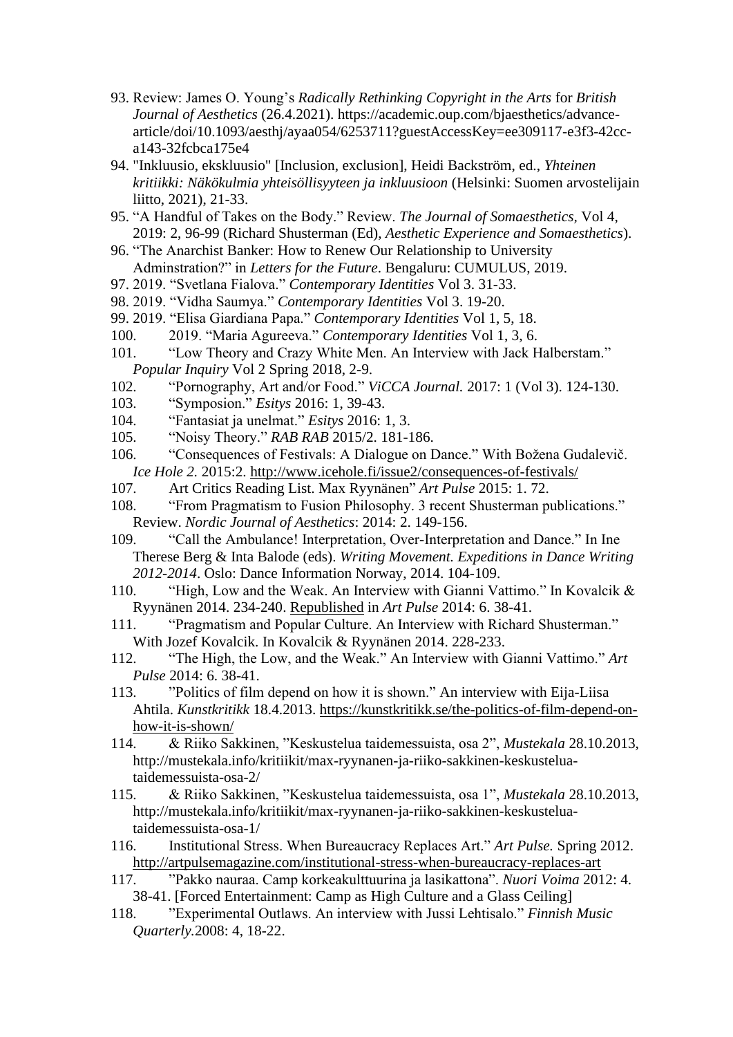93. Review: James O. Young's *Radically Rethinking Copyright in the Arts* for *British Journal of Aesthetics* (26.4.2021). https://academic.oup.com/bjaesthetics/advance-article/doi/10.1093/aesthj/ayaa054/6253711?guestAccessKey=ee309117-e3f3-42cc-a143-32fcbca175e4
94. "Inkluusio, ekskluusio" [Inclusion, exclusion], Heidi Backström, ed., *Yhteinen kritiikki: Näkökulmia yhteisöllisyyteen ja inkluusioon* (Helsinki: Suomen arvostelijain liitto, 2021), 21-33.
95. "A Handful of Takes on the Body." Review. *The Journal of Somaesthetics*, Vol 4, 2019: 2, 96-99 (Richard Shusterman (Ed), *Aesthetic Experience and Somaesthetics*).
96. "The Anarchist Banker: How to Renew Our Relationship to University Adminstration?" in *Letters for the Future*. Bengaluru: CUMULUS, 2019.
97. 2019. "Svetlana Fialova." *Contemporary Identities* Vol 3. 31-33.
98. 2019. "Vidha Saumya." *Contemporary Identities* Vol 3. 19-20.
99. 2019. "Elisa Giardiana Papa." *Contemporary Identities* Vol 1, 5, 18.
100. 2019. "Maria Agureeva." *Contemporary Identities* Vol 1, 3, 6.
101. "Low Theory and Crazy White Men. An Interview with Jack Halberstam." *Popular Inquiry* Vol 2 Spring 2018, 2-9.
102. "Pornography, Art and/or Food." *ViCCA Journal.* 2017: 1 (Vol 3). 124-130.
103. "Symposion." *Esitys* 2016: 1, 39-43.
104. "Fantasiat ja unelmat." *Esitys* 2016: 1, 3.
105. "Noisy Theory." *RAB RAB* 2015/2. 181-186.
106. "Consequences of Festivals: A Dialogue on Dance." With Božena Gudalevič. *Ice Hole 2.* 2015:2. http://www.icehole.fi/issue2/consequences-of-festivals/
107. Art Critics Reading List. Max Ryynänen" *Art Pulse* 2015: 1. 72.
108. "From Pragmatism to Fusion Philosophy. 3 recent Shusterman publications." Review. *Nordic Journal of Aesthetics*: 2014: 2. 149-156.
109. "Call the Ambulance! Interpretation, Over-Interpretation and Dance." In Ine Therese Berg & Inta Balode (eds). *Writing Movement. Expeditions in Dance Writing 2012-2014*. Oslo: Dance Information Norway, 2014. 104-109.
110. "High, Low and the Weak. An Interview with Gianni Vattimo." In Kovalcik & Ryynänen 2014. 234-240. Republished in *Art Pulse* 2014: 6. 38-41.
111. "Pragmatism and Popular Culture. An Interview with Richard Shusterman." With Jozef Kovalcik. In Kovalcik & Ryynänen 2014. 228-233.
112. "The High, the Low, and the Weak." An Interview with Gianni Vattimo." *Art Pulse* 2014: 6. 38-41.
113. "Politics of film depend on how it is shown." An interview with Eija-Liisa Ahtila. *Kunstkritikk* 18.4.2013. https://kunstkritikk.se/the-politics-of-film-depend-on-how-it-is-shown/
114. & Riiko Sakkinen, "Keskustelua taidemessuista, osa 2", *Mustekala* 28.10.2013, http://mustekala.info/kritiikit/max-ryynanen-ja-riiko-sakkinen-keskustelua-taidemessuista-osa-2/
115. & Riiko Sakkinen, "Keskustelua taidemessuista, osa 1", *Mustekala* 28.10.2013, http://mustekala.info/kritiikit/max-ryynanen-ja-riiko-sakkinen-keskustelua-taidemessuista-osa-1/
116. Institutional Stress. When Bureaucracy Replaces Art." *Art Pulse.* Spring 2012. http://artpulsemagazine.com/institutional-stress-when-bureaucracy-replaces-art
117. "Pakko nauraa. Camp korkeakulttuurina ja lasikattona". *Nuori Voima* 2012: 4. 38-41. [Forced Entertainment: Camp as High Culture and a Glass Ceiling]
118. "Experimental Outlaws. An interview with Jussi Lehtisalo." *Finnish Music Quarterly.*2008: 4, 18-22.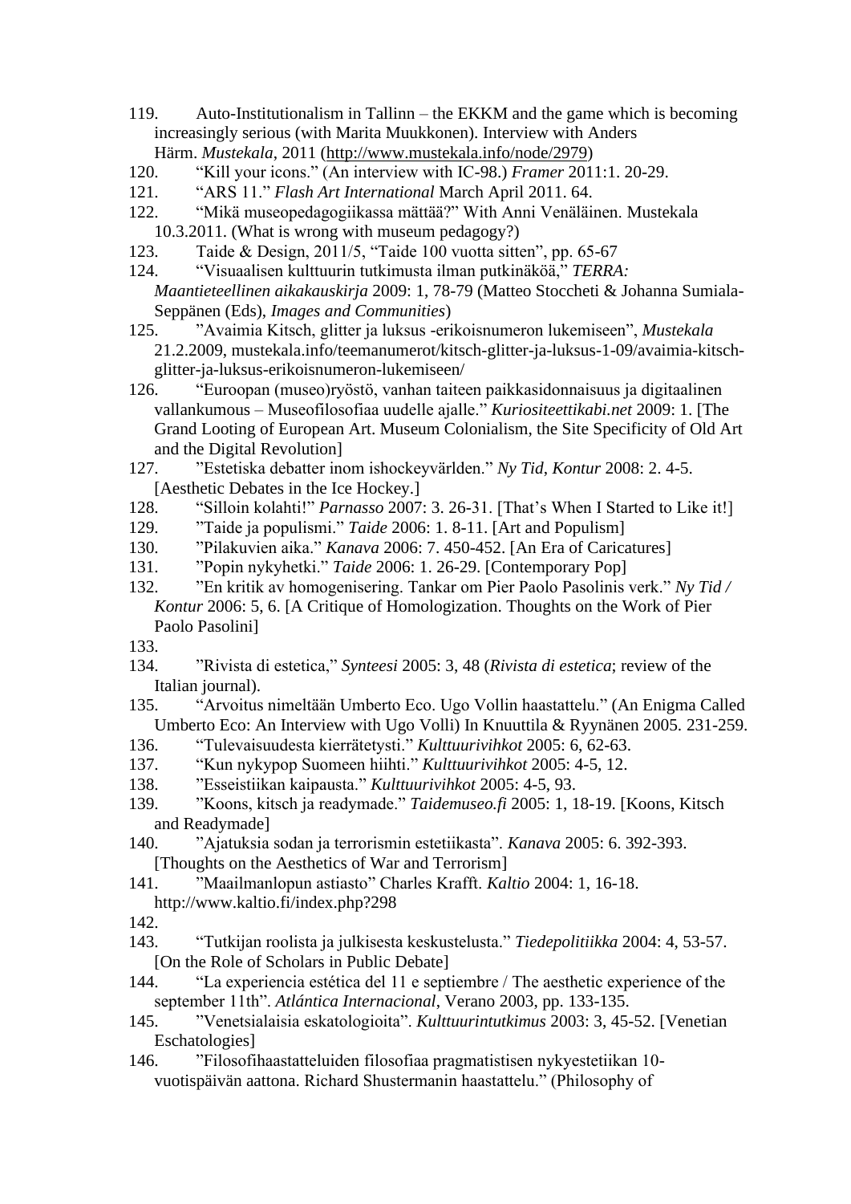119. Auto-Institutionalism in Tallinn – the EKKM and the game which is becoming increasingly serious (with Marita Muukkonen). Interview with Anders Härm. *Mustekala*, 2011 (http://www.mustekala.info/node/2979)
120. "Kill your icons." (An interview with IC-98.) *Framer* 2011:1. 20-29.
121. "ARS 11." *Flash Art International* March April 2011. 64.
122. "Mikä museopedagogiikassa mättää?" With Anni Venäläinen. Mustekala 10.3.2011. (What is wrong with museum pedagogy?)
123. Taide & Design, 2011/5, "Taide 100 vuotta sitten", pp. 65-67
124. "Visuaalisen kulttuurin tutkimusta ilman putkinäköä," *TERRA: Maantieteellinen aikakauskirja* 2009: 1, 78-79 (Matteo Stoccheti & Johanna Sumiala-Seppänen (Eds), *Images and Communities*)
125. "Avaimia Kitsch, glitter ja luksus -erikoisnumeron lukemiseen", *Mustekala* 21.2.2009, mustekala.info/teemanumerot/kitsch-glitter-ja-luksus-1-09/avaimia-kitsch-glitter-ja-luksus-erikoisnumeron-lukemiseen/
126. "Euroopan (museo)ryöstö, vanhan taiteen paikkasidonnaisuus ja digitaalinen vallankumous – Museofilosofiaa uudelle ajalle." *Kuriositeettikabi.net* 2009: 1. [The Grand Looting of European Art. Museum Colonialism, the Site Specificity of Old Art and the Digital Revolution]
127. "Estetiska debatter inom ishockeyvärlden." *Ny Tid*, *Kontur* 2008: 2. 4-5. [Aesthetic Debates in the Ice Hockey.]
128. "Silloin kolahti!" *Parnasso* 2007: 3. 26-31. [That's When I Started to Like it!]
129. "Taide ja populismi." *Taide* 2006: 1. 8-11. [Art and Populism]
130. "Pilakuvien aika." *Kanava* 2006: 7. 450-452. [An Era of Caricatures]
131. "Popin nykyhetki." *Taide* 2006: 1. 26-29. [Contemporary Pop]
132. "En kritik av homogenisering. Tankar om Pier Paolo Pasolinis verk." *Ny Tid / Kontur* 2006: 5, 6. [A Critique of Homologization. Thoughts on the Work of Pier Paolo Pasolini]
133. 
134. "Rivista di estetica," *Synteesi* 2005: 3, 48 (*Rivista di estetica*; review of the Italian journal).
135. "Arvoitus nimeltään Umberto Eco. Ugo Vollin haastattelu." (An Enigma Called Umberto Eco: An Interview with Ugo Volli) In Knuuttila & Ryynänen 2005. 231-259.
136. "Tulevaisuudesta kierrätetysti." *Kulttuurivihkot* 2005: 6, 62-63.
137. "Kun nykypop Suomeen hiihti." *Kulttuurivihkot* 2005: 4-5, 12.
138. "Esseistiikan kaipausta." *Kulttuurivihkot* 2005: 4-5, 93.
139. "Koons, kitsch ja readymade." *Taidemuseo.fi* 2005: 1, 18-19. [Koons, Kitsch and Readymade]
140. "Ajatuksia sodan ja terrorismin estetiikasta". *Kanava* 2005: 6. 392-393. [Thoughts on the Aesthetics of War and Terrorism]
141. "Maailmanlopun astiasto" Charles Krafft. *Kaltio* 2004: 1, 16-18. http://www.kaltio.fi/index.php?298
142. 
143. "Tutkijan roolista ja julkisesta keskustelusta." *Tiedepolitiikka* 2004: 4, 53-57. [On the Role of Scholars in Public Debate]
144. "La experiencia estética del 11 e septiembre / The aesthetic experience of the september 11th". *Atlántica Internacional*, Verano 2003, pp. 133-135.
145. "Venetsialaisia eskatologioita". *Kulttuurintutkimus* 2003: 3, 45-52. [Venetian Eschatologies]
146. "Filosofihaastatteluiden filosofiaa pragmatistisen nykyestetiikan 10-vuotispäivän aattona. Richard Shustermanin haastattelu." (Philosophy of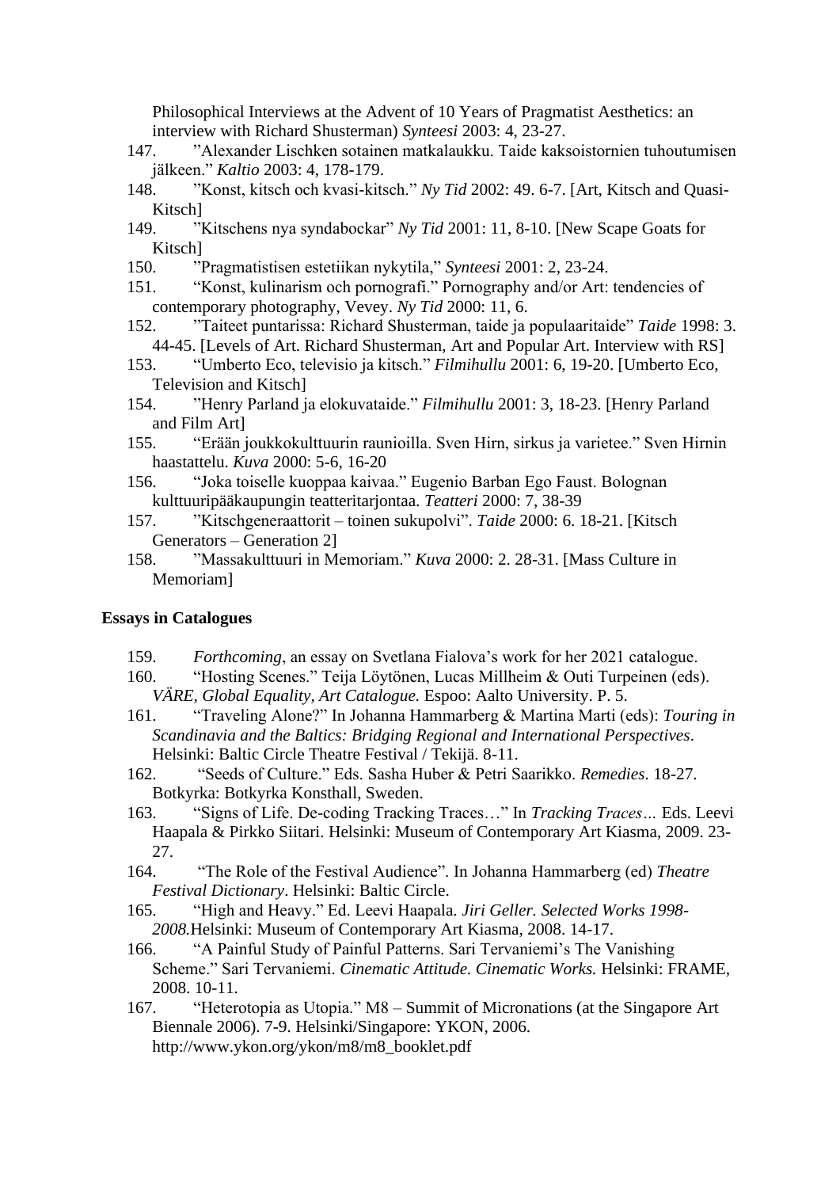Philosophical Interviews at the Advent of 10 Years of Pragmatist Aesthetics: an interview with Richard Shusterman) *Synteesi* 2003: 4, 23-27.

147. ”Alexander Lischken sotainen matkalaukku. Taide kaksoistornien tuhoutumisen jälkeen.” *Kaltio* 2003: 4, 178-179.
148. ”Konst, kitsch och kvasi-kitsch.” *Ny Tid* 2002: 49. 6-7. [Art, Kitsch and Quasi-Kitsch]
149. ”Kitschens nya syndabockar” *Ny Tid* 2001: 11, 8-10. [New Scape Goats for Kitsch]
150. ”Pragmatistisen estetiikan nykytila,” *Synteesi* 2001: 2, 23-24.
151. “Konst, kulinarism och pornografi.” Pornography and/or Art: tendencies of contemporary photography, Vevey. *Ny Tid* 2000: 11, 6.
152. ”Taiteet puntarissa: Richard Shusterman, taide ja populaaritaide” *Taide* 1998: 3. 44-45. [Levels of Art. Richard Shusterman, Art and Popular Art. Interview with RS]
153. “Umberto Eco, televisio ja kitsch.” *Filmihullu* 2001: 6, 19-20. [Umberto Eco, Television and Kitsch]
154. ”Henry Parland ja elokuvataide.” *Filmihullu* 2001: 3, 18-23. [Henry Parland and Film Art]
155. “Erään joukkokulttuurin raunioilla. Sven Hirn, sirkus ja varietee.” Sven Hirnin haastattelu. *Kuva* 2000: 5-6, 16-20
156. “Joka toiselle kuoppaa kaivaa.” Eugenio Barban Ego Faust. Bolognan kulttuuripääkaupungin teatteritarjontaa. *Teatteri* 2000: 7, 38-39
157. ”Kitschgeneraattorit – toinen sukupolvi”. *Taide* 2000: 6. 18-21. [Kitsch Generators – Generation 2]
158. ”Massakulttuuri in Memoriam.” *Kuva* 2000: 2. 28-31. [Mass Culture in Memoriam]

**Essays in Catalogues**

159. *Forthcoming*, an essay on Svetlana Fialova’s work for her 2021 catalogue.
160. “Hosting Scenes.” Teija Löytönen, Lucas Millheim & Outi Turpeinen (eds). *VÄRE, Global Equality, Art Catalogue.* Espoo: Aalto University. P. 5.
161. “Traveling Alone?” In Johanna Hammarberg & Martina Marti (eds): *Touring in Scandinavia and the Baltics: Bridging Regional and International Perspectives*. Helsinki: Baltic Circle Theatre Festival / Tekijä. 8-11.
162. “Seeds of Culture.” Eds. Sasha Huber & Petri Saarikko. *Remedies*. 18-27. Botkyrka: Botkyrka Konsthall, Sweden.
163. “Signs of Life. De-coding Tracking Traces…” In *Tracking Traces…* Eds. Leevi Haapala & Pirkko Siitari. Helsinki: Museum of Contemporary Art Kiasma, 2009. 23-27.
164. “The Role of the Festival Audience”. In Johanna Hammarberg (ed) *Theatre Festival Dictionary*. Helsinki: Baltic Circle.
165. “High and Heavy.” Ed. Leevi Haapala. *Jiri Geller. Selected Works 1998-2008.*Helsinki: Museum of Contemporary Art Kiasma, 2008. 14-17.
166. “A Painful Study of Painful Patterns. Sari Tervaniemi’s The Vanishing Scheme.” Sari Tervaniemi. *Cinematic Attitude. Cinematic Works.* Helsinki: FRAME, 2008. 10-11.
167. “Heterotopia as Utopia.” M8 – Summit of Micronations (at the Singapore Art Biennale 2006). 7-9. Helsinki/Singapore: YKON, 2006. http://www.ykon.org/ykon/m8/m8_booklet.pdf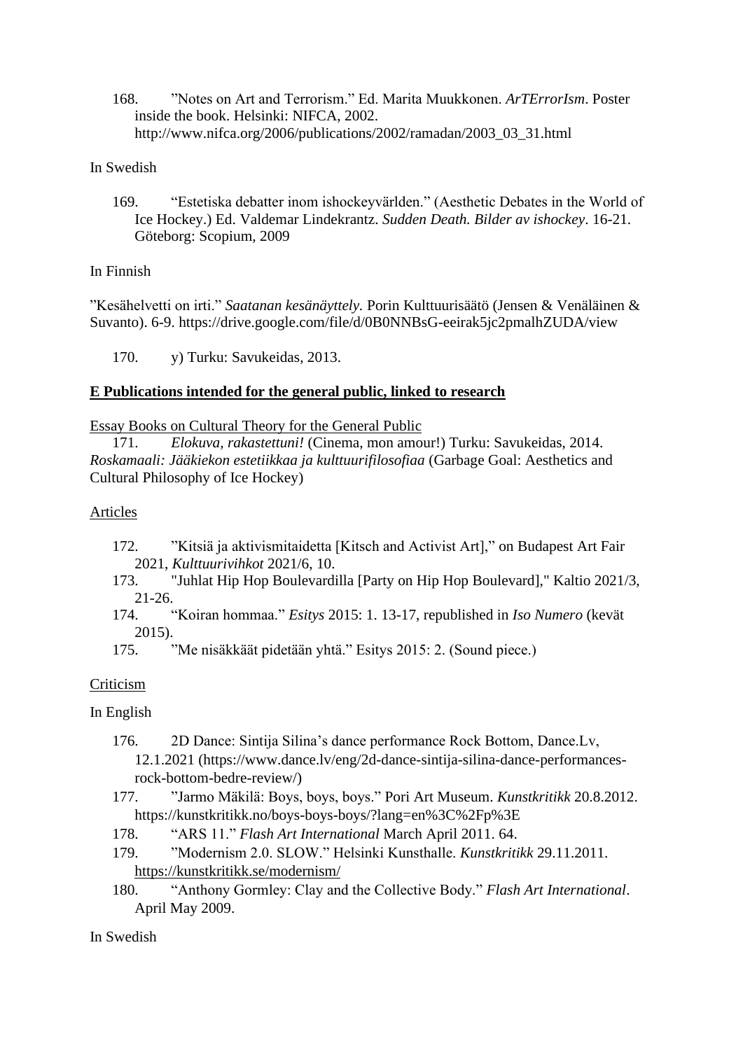168. ”Notes on Art and Terrorism.” Ed. Marita Muukkonen. *ArTErrorIsm*. Poster inside the book. Helsinki: NIFCA, 2002. http://www.nifca.org/2006/publications/2002/ramadan/2003_03_31.html

In Swedish

169. “Estetiska debatter inom ishockeyvärlden.” (Aesthetic Debates in the World of Ice Hockey.) Ed. Valdemar Lindekrantz. *Sudden Death. Bilder av ishockey*. 16-21. Göteborg: Scopium, 2009

In Finnish

”Kesähelvetti on irti.” *Saatanan kesänäyttely.* Porin Kulttuurisäätö (Jensen & Venäläinen & Suvanto). 6-9. https://drive.google.com/file/d/0B0NNBsG-eeirak5jc2pmalhZUDA/view

170. y) Turku: Savukeidas, 2013.

**E Publications intended for the general public, linked to research**

Essay Books on Cultural Theory for the General Public

171. *Elokuva, rakastettuni!* (Cinema, mon amour!) Turku: Savukeidas, 2014.
*Roskamaali: Jääkiekon estetiikkaa ja kulttuurifilosofiaa* (Garbage Goal: Aesthetics and Cultural Philosophy of Ice Hockey)

Articles

172. ”Kitsiä ja aktivismitaidetta [Kitsch and Activist Art],” on Budapest Art Fair 2021, *Kulttuurivihkot* 2021/6, 10.
173. "Juhlat Hip Hop Boulevardilla [Party on Hip Hop Boulevard]," Kaltio 2021/3, 21-26.
174. “Koiran hommaa.” *Esitys* 2015: 1. 13-17, republished in *Iso Numero* (kevät 2015).
175. ”Me nisäkkäät pidetään yhtä.” Esitys 2015: 2. (Sound piece.)

Criticism

In English

176. 2D Dance: Sintija Silina’s dance performance Rock Bottom, Dance.Lv, 12.1.2021 (https://www.dance.lv/eng/2d-dance-sintija-silina-dance-performances-rock-bottom-bedre-review/)
177. ”Jarmo Mäkilä: Boys, boys, boys.” Pori Art Museum. *Kunstkritikk* 20.8.2012. https://kunstkritikk.no/boys-boys-boys/?lang=en%3C%2Fp%3E
178. “ARS 11.” *Flash Art International* March April 2011. 64.
179. ”Modernism 2.0. SLOW.” Helsinki Kunsthalle. *Kunstkritikk* 29.11.2011. https://kunstkritikk.se/modernism/
180. “Anthony Gormley: Clay and the Collective Body.” *Flash Art International*. April May 2009.

In Swedish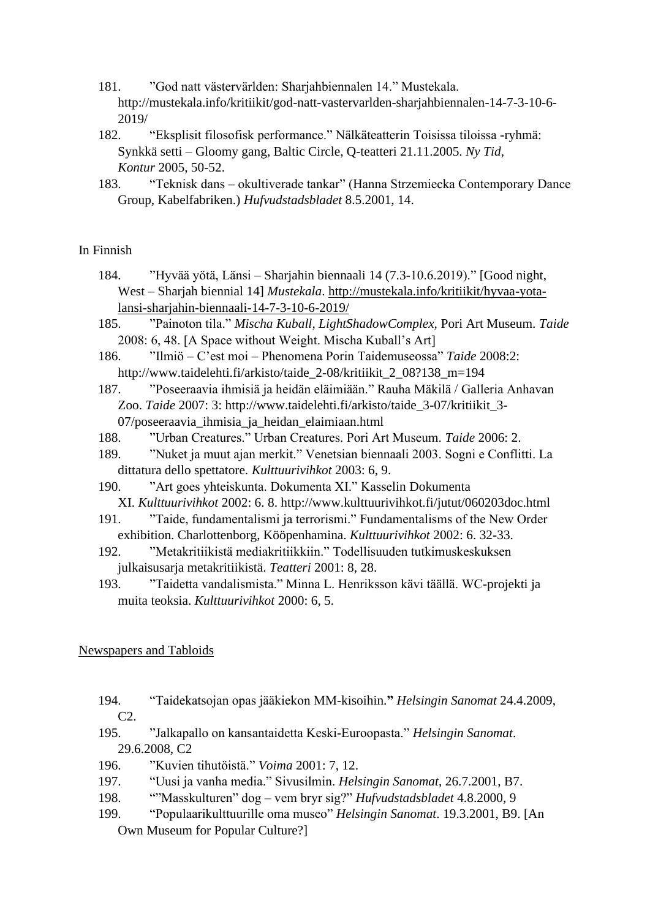181. ”God natt västervärlden: Sharjahbiennalen 14.” Mustekala. http://mustekala.info/kritiikit/god-natt-vastervarlden-sharjahbiennalen-14-7-3-10-6-2019/

182. “Eksplisit filosofisk performance.” Nälkäteatterin Toisissa tiloissa -ryhmä: Synkkä setti – Gloomy gang, Baltic Circle, Q-teatteri 21.11.2005. *Ny Tid, Kontur* 2005, 50-52.

183. “Teknisk dans – okultiverade tankar” (Hanna Strzemiecka Contemporary Dance Group, Kabelfabriken.) *Hufvudstadsbladet* 8.5.2001, 14.

In Finnish

184. ”Hyvää yötä, Länsi – Sharjahin biennaali 14 (7.3-10.6.2019).” [Good night, West – Sharjah biennial 14] *Mustekala*. http://mustekala.info/kritiikit/hyvaa-yota-lansi-sharjahin-biennaali-14-7-3-10-6-2019/

185. ”Painoton tila.” *Mischa Kuball, LightShadowComplex,* Pori Art Museum. *Taide* 2008: 6, 48. [A Space without Weight. Mischa Kuball’s Art]

186. ”Ilmiö – C’est moi – Phenomena Porin Taidemuseossa” *Taide* 2008:2: http://www.taidelehti.fi/arkisto/taide_2-08/kritiikit_2_08?138_m=194

187. ”Poseeraavia ihmisiä ja heidän eläimiään.” Rauha Mäkilä / Galleria Anhavan Zoo. *Taide* 2007: 3: http://www.taidelehti.fi/arkisto/taide_3-07/kritiikit_3-07/poseeraavia_ihmisia_ja_heidan_elaimiaan.html

188. ”Urban Creatures.” Urban Creatures. Pori Art Museum. *Taide* 2006: 2.

189. ”Nuket ja muut ajan merkit.” Venetsian biennaali 2003. Sogni e Conflitti. La dittatura dello spettatore. *Kulttuurivihkot* 2003: 6, 9.

190. ”Art goes yhteiskunta. Dokumenta XI.” Kasselin Dokumenta XI. *Kulttuurivihkot* 2002: 6. 8. http://www.kulttuurivihkot.fi/jutut/060203doc.html

191. ”Taide, fundamentalismi ja terrorismi.” Fundamentalisms of the New Order exhibition. Charlottenborg, Kööpenhamina. *Kulttuurivihkot* 2002: 6. 32-33.

192. ”Metakritiikistä mediakritiikkiin.” Todellisuuden tutkimuskeskuksen julkaisusarja metakritiikistä. *Teatteri* 2001: 8, 28.

193. ”Taidetta vandalismista.” Minna L. Henriksson kävi täällä. WC-projekti ja muita teoksia. *Kulttuurivihkot* 2000: 6, 5.

Newspapers and Tabloids

194. “Taidekatsojan opas jääkiekon MM-kisoihin.**”** *Helsingin Sanomat* 24.4.2009, C2.

195. ”Jalkapallo on kansantaidetta Keski-Euroopasta.” *Helsingin Sanomat*. 29.6.2008, C2

196. ”Kuvien tihutöistä.” *Voima* 2001: 7, 12.

197. “Uusi ja vanha media.” Sivusilmin. *Helsingin Sanomat*, 26.7.2001, B7.

198. “”Masskulturen” dog – vem bryr sig?” *Hufvudstadsbladet* 4.8.2000, 9

199. “Populaarikulttuurille oma museo” *Helsingin Sanomat*. 19.3.2001, B9. [An Own Museum for Popular Culture?]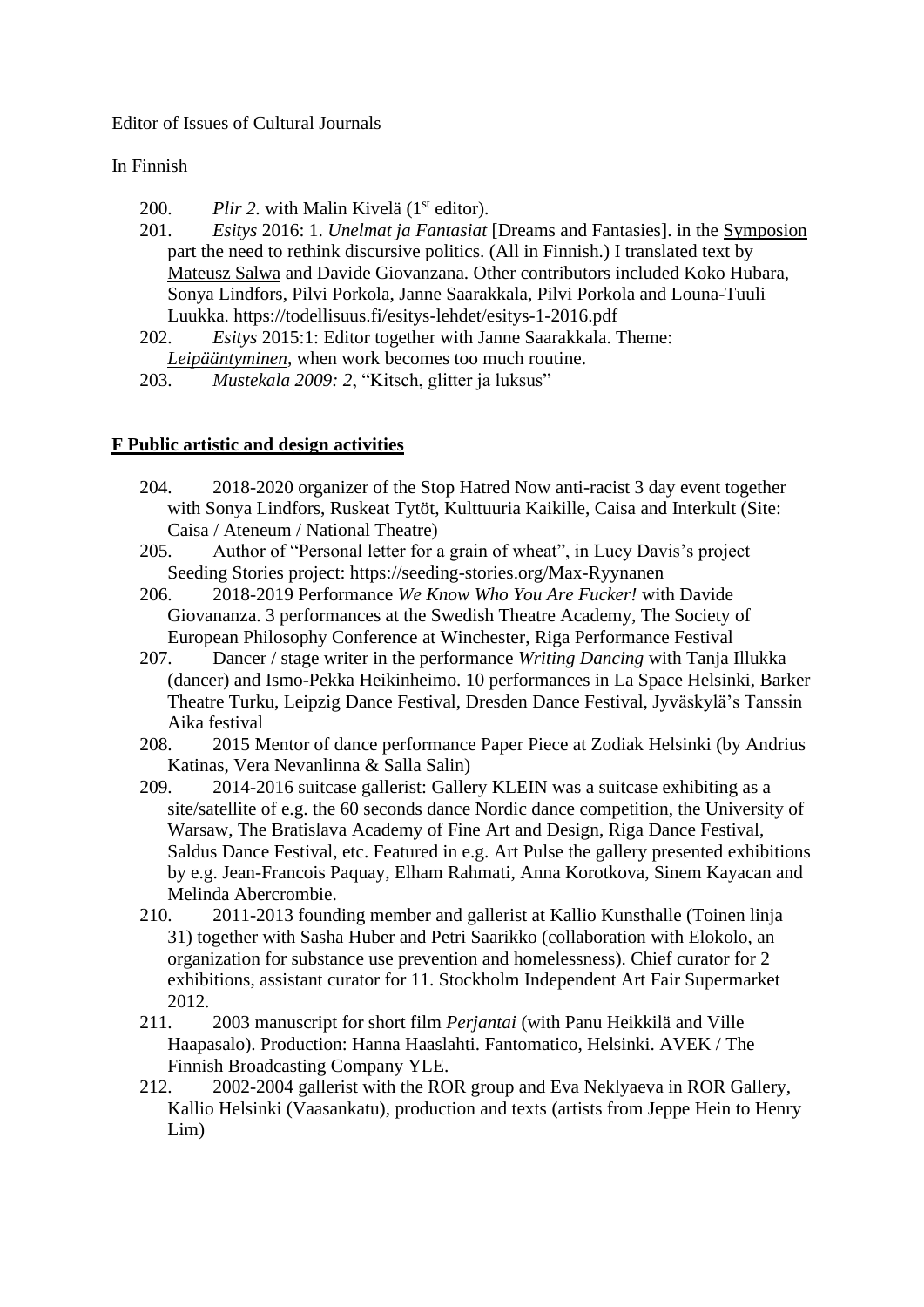Editor of Issues of Cultural Journals

In Finnish

200. *Plir 2*. with Malin Kivelä (1st editor).
201. *Esitys* 2016: 1. *Unelmat ja Fantasiat* [Dreams and Fantasies]. in the Symposion part the need to rethink discursive politics. (All in Finnish.) I translated text by Mateusz Salwa and Davide Giovanzana. Other contributors included Koko Hubara, Sonya Lindfors, Pilvi Porkola, Janne Saarakkala, Pilvi Porkola and Louna-Tuuli Luukka. https://todellisuus.fi/esitys-lehdet/esitys-1-2016.pdf
202. *Esitys* 2015:1: Editor together with Janne Saarakkala. Theme: *Leipääntyminen*, when work becomes too much routine.
203. *Mustekala 2009: 2*, "Kitsch, glitter ja luksus"

## F Public artistic and design activities

204. 2018-2020 organizer of the Stop Hatred Now anti-racist 3 day event together with Sonya Lindfors, Ruskeat Tytöt, Kulttuuria Kaikille, Caisa and Interkult (Site: Caisa / Ateneum / National Theatre)
205. Author of "Personal letter for a grain of wheat", in Lucy Davis's project Seeding Stories project: https://seeding-stories.org/Max-Ryynanen
206. 2018-2019 Performance *We Know Who You Are Fucker!* with Davide Giovananza. 3 performances at the Swedish Theatre Academy, The Society of European Philosophy Conference at Winchester, Riga Performance Festival
207. Dancer / stage writer in the performance *Writing Dancing* with Tanja Illukka (dancer) and Ismo-Pekka Heikinheimo. 10 performances in La Space Helsinki, Barker Theatre Turku, Leipzig Dance Festival, Dresden Dance Festival, Jyväskylä's Tanssin Aika festival
208. 2015 Mentor of dance performance Paper Piece at Zodiak Helsinki (by Andrius Katinas, Vera Nevanlinna & Salla Salin)
209. 2014-2016 suitcase gallerist: Gallery KLEIN was a suitcase exhibiting as a site/satellite of e.g. the 60 seconds dance Nordic dance competition, the University of Warsaw, The Bratislava Academy of Fine Art and Design, Riga Dance Festival, Saldus Dance Festival, etc. Featured in e.g. Art Pulse the gallery presented exhibitions by e.g. Jean-Francois Paquay, Elham Rahmati, Anna Korotkova, Sinem Kayacan and Melinda Abercrombie.
210. 2011-2013 founding member and gallerist at Kallio Kunsthalle (Toinen linja 31) together with Sasha Huber and Petri Saarikko (collaboration with Elokolo, an organization for substance use prevention and homelessness). Chief curator for 2 exhibitions, assistant curator for 11. Stockholm Independent Art Fair Supermarket 2012.
211. 2003 manuscript for short film *Perjantai* (with Panu Heikkilä and Ville Haapasalo). Production: Hanna Haaslahti. Fantomatico, Helsinki. AVEK / The Finnish Broadcasting Company YLE.
212. 2002-2004 gallerist with the ROR group and Eva Neklyaeva in ROR Gallery, Kallio Helsinki (Vaasankatu), production and texts (artists from Jeppe Hein to Henry Lim)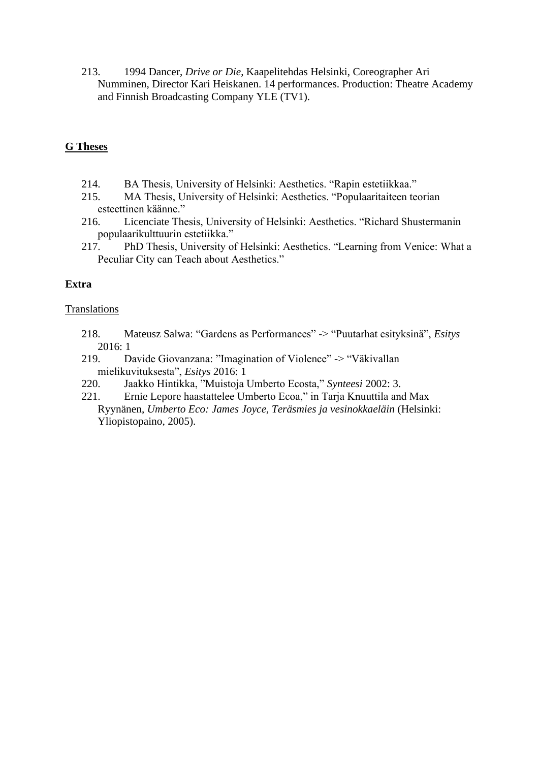213. 1994 Dancer, *Drive or Die*, Kaapelitehdas Helsinki, Coreographer Ari Numminen, Director Kari Heiskanen. 14 performances. Production: Theatre Academy and Finnish Broadcasting Company YLE (TV1).

## G Theses

214. BA Thesis, University of Helsinki: Aesthetics. "Rapin estetiikkaa."
215. MA Thesis, University of Helsinki: Aesthetics. "Populaaritaiteen teorian esteettinen käänne."
216. Licenciate Thesis, University of Helsinki: Aesthetics. "Richard Shustermanin populaarikulttuurin estetiikka."
217. PhD Thesis, University of Helsinki: Aesthetics. "Learning from Venice: What a Peculiar City can Teach about Aesthetics."

**Extra**

Translations

218. Mateusz Salwa: "Gardens as Performances" -> "Puutarhat esityksinä", *Esitys* 2016: 1
219. Davide Giovanzana: "Imagination of Violence" -> "Väkivallan mielikuvituksesta", *Esitys* 2016: 1
220. Jaakko Hintikka, "Muistoja Umberto Ecosta," *Synteesi* 2002: 3.
221. Ernie Lepore haastattelee Umberto Ecoa," in Tarja Knuuttila and Max Ryynänen, *Umberto Eco: James Joyce, Teräsmies ja vesinokkaeläin* (Helsinki: Yliopistopaino, 2005).